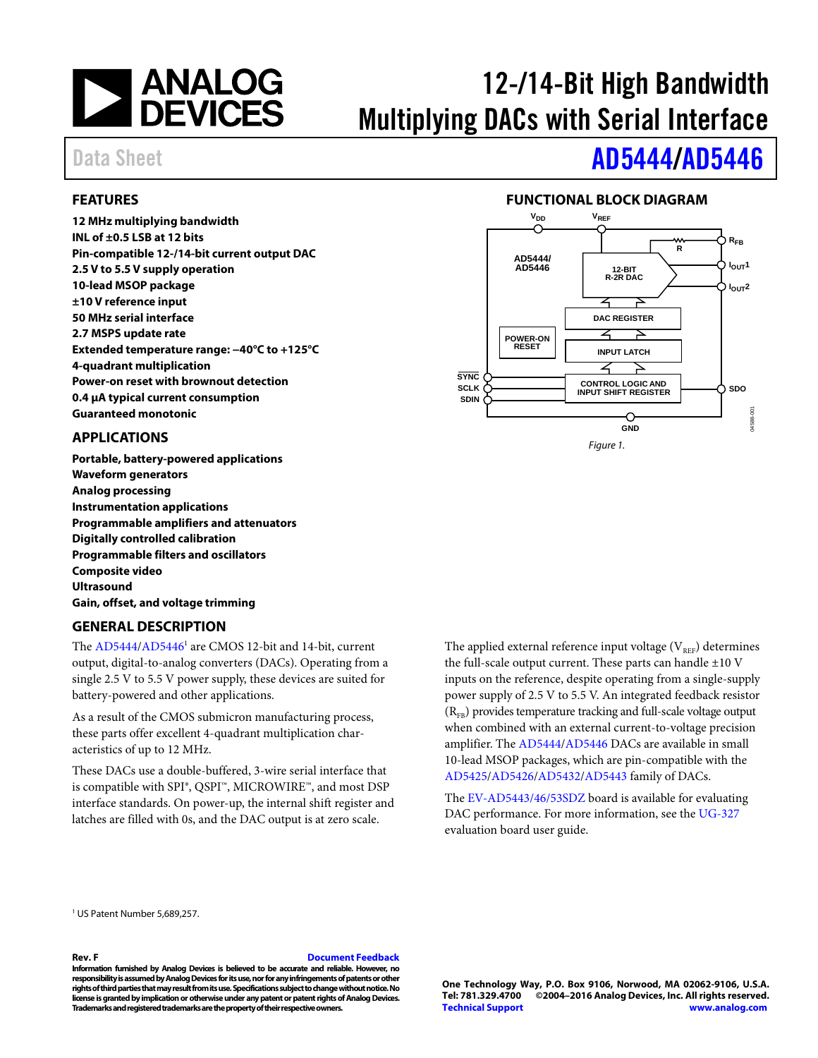# 12-/14-Bit High Bandwidth Multiplying DACs with Serial Interface

Data Sheet

# AD5444/AD5446

## FEATURES

**12 MHz multiplying bandwidth**
**INL of ±0.5 LSB at 12 bits**
**Pin-compatible 12-/14-bit current output DAC**
**2.5 V to 5.5 V supply operation**
**10-lead MSOP package**
**±10 V reference input**
**50 MHz serial interface**
**2.7 MSPS update rate**
**Extended temperature range: −40°C to +125°C**
**4-quadrant multiplication**
**Power-on reset with brownout detection**
**0.4 µA typical current consumption**
**Guaranteed monotonic**

## APPLICATIONS

**Portable, battery-powered applications**
**Waveform generators**
**Analog processing**
**Instrumentation applications**
**Programmable amplifiers and attenuators**
**Digitally controlled calibration**
**Programmable filters and oscillators**
**Composite video**
**Ultrasound**
**Gain, offset, and voltage trimming**

## FUNCTIONAL BLOCK DIAGRAM

*Figure 1.*

## GENERAL DESCRIPTION

The AD5444/AD5446[1] are CMOS 12-bit and 14-bit, current output, digital-to-analog converters (DACs). Operating from a single 2.5 V to 5.5 V power supply, these devices are suited for battery-powered and other applications.

As a result of the CMOS submicron manufacturing process, these parts offer excellent 4-quadrant multiplication characteristics of up to 12 MHz.

These DACs use a double-buffered, 3-wire serial interface that is compatible with SPI®, QSPI™, MICROWIRE™, and most DSP interface standards. On power-up, the internal shift register and latches are filled with 0s, and the DAC output is at zero scale.

The applied external reference input voltage ($V_{REF}$) determines the full-scale output current. These parts can handle ±10 V inputs on the reference, despite operating from a single-supply power supply of 2.5 V to 5.5 V. An integrated feedback resistor ($R_{FB}$) provides temperature tracking and full-scale voltage output when combined with an external current-to-voltage precision amplifier. The AD5444/AD5446 DACs are available in small 10-lead MSOP packages, which are pin-compatible with the AD5425/AD5426/AD5432/AD5443 family of DACs.

The EV-AD5443/46/53SDZ board is available for evaluating DAC performance. For more information, see the UG-327 evaluation board user guide.

[1] US Patent Number 5,689,257.

**Rev. F**

**Information furnished by Analog Devices is believed to be accurate and reliable. However, no responsibility is assumed by Analog Devices for its use, nor for any infringements of patents or other rights of third parties that may result from its use. Specifications subject to change without notice. No license is granted by implication or otherwise under any patent or patent rights of Analog Devices. Trademarks and registered trademarks are the property of their respective owners.**

**One Technology Way, P.O. Box 9106, Norwood, MA 02062-9106, U.S.A.**
**Tel: 781.329.4700 ©2004–2016 Analog Devices, Inc. All rights reserved.**
**Technical Support www.analog.com**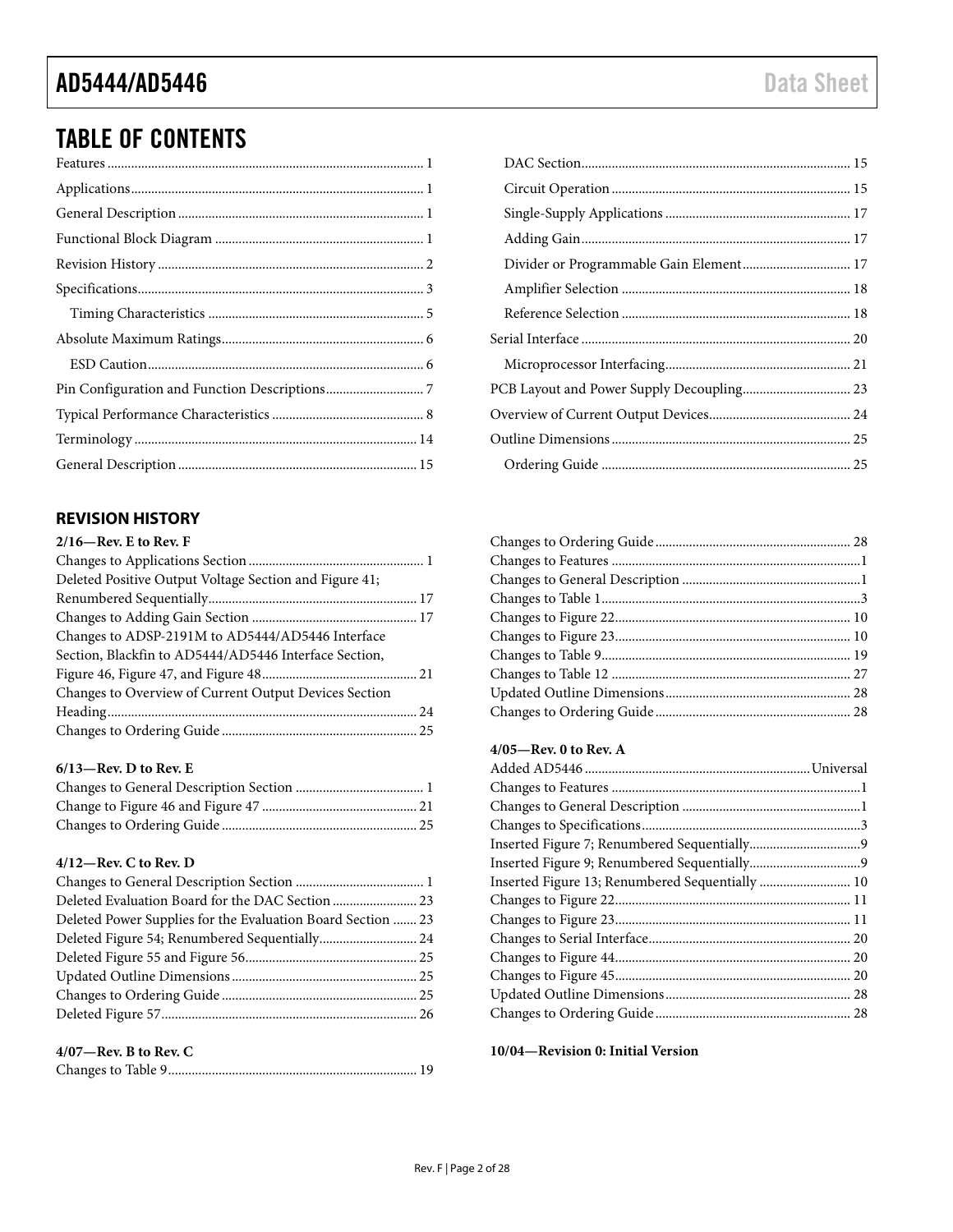## TABLE OF CONTENTS

Features .......... 1
Applications .......... 1
General Description .......... 1
Functional Block Diagram .......... 1
Revision History .......... 2
Specifications .......... 3
 Timing Characteristics .......... 5
Absolute Maximum Ratings .......... 6
 ESD Caution .......... 6
Pin Configuration and Function Descriptions .......... 7
Typical Performance Characteristics .......... 8
Terminology .......... 14
General Description .......... 15
 DAC Section .......... 15
 Circuit Operation .......... 15
 Single-Supply Applications .......... 17
 Adding Gain .......... 17
 Divider or Programmable Gain Element .......... 17
 Amplifier Selection .......... 18
 Reference Selection .......... 18
Serial Interface .......... 20
 Microprocessor Interfacing .......... 21
PCB Layout and Power Supply Decoupling .......... 23
Overview of Current Output Devices .......... 24
Outline Dimensions .......... 25
 Ordering Guide .......... 25

### REVISION HISTORY

**2/16—Rev. E to Rev. F**

Changes to Applications Section .......... 1
Deleted Positive Output Voltage Section and Figure 41; Renumbered Sequentially .......... 17
Changes to Adding Gain Section .......... 17
Changes to ADSP-2191M to AD5444/AD5446 Interface Section, Blackfin to AD5444/AD5446 Interface Section, Figure 46, Figure 47, and Figure 48 .......... 21
Changes to Overview of Current Output Devices Section Heading .......... 24
Changes to Ordering Guide .......... 25

**6/13—Rev. D to Rev. E**

Changes to General Description Section .......... 1
Change to Figure 46 and Figure 47 .......... 21
Changes to Ordering Guide .......... 25

**4/12—Rev. C to Rev. D**

Changes to General Description Section .......... 1
Deleted Evaluation Board for the DAC Section .......... 23
Deleted Power Supplies for the Evaluation Board Section .......... 23
Deleted Figure 54; Renumbered Sequentially .......... 24
Deleted Figure 55 and Figure 56 .......... 25
Updated Outline Dimensions .......... 25
Changes to Ordering Guide .......... 25
Deleted Figure 57 .......... 26

**4/07—Rev. B to Rev. C**

Changes to Table 9 .......... 19
Changes to Ordering Guide .......... 28
Changes to Features .......... 1
Changes to General Description .......... 1
Changes to Table 1 .......... 3
Changes to Figure 22 .......... 10
Changes to Figure 23 .......... 10
Changes to Table 9 .......... 19
Changes to Table 12 .......... 27
Updated Outline Dimensions .......... 28
Changes to Ordering Guide .......... 28

**4/05—Rev. 0 to Rev. A**

Added AD5446 .......... Universal
Changes to Features .......... 1
Changes to General Description .......... 1
Changes to Specifications .......... 3
Inserted Figure 7; Renumbered Sequentially .......... 9
Inserted Figure 9; Renumbered Sequentially .......... 9
Inserted Figure 13; Renumbered Sequentially .......... 10
Changes to Figure 22 .......... 11
Changes to Figure 23 .......... 11
Changes to Serial Interface .......... 20
Changes to Figure 44 .......... 20
Changes to Figure 45 .......... 20
Updated Outline Dimensions .......... 28
Changes to Ordering Guide .......... 28

**10/04—Revision 0: Initial Version**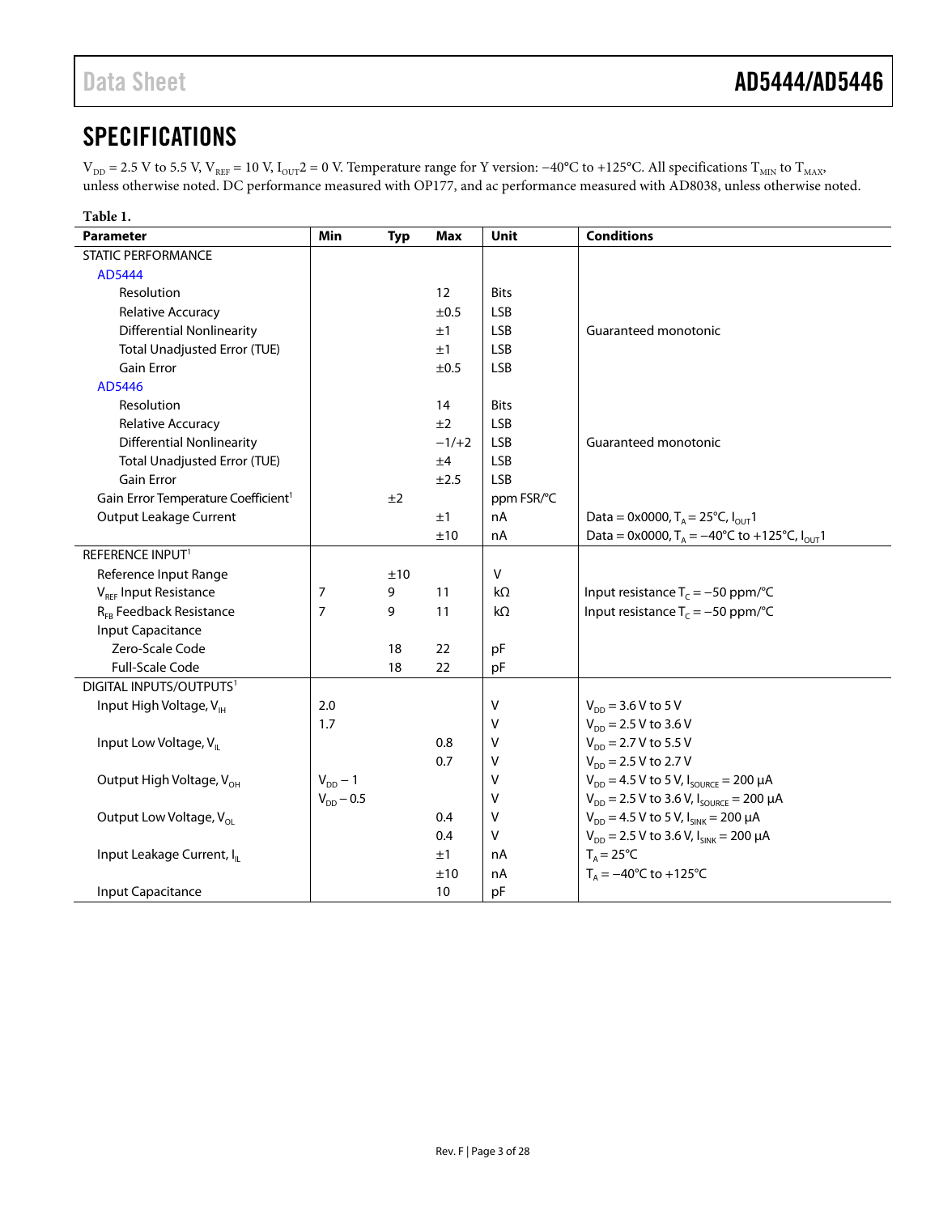## SPECIFICATIONS

$V_{DD}$ = 2.5 V to 5.5 V, $V_{REF}$ = 10 V, $I_{OUT}2$ = 0 V. Temperature range for Y version: −40°C to +125°C. All specifications $T_{MIN}$ to $T_{MAX}$, unless otherwise noted. DC performance measured with OP177, and ac performance measured with AD8038, unless otherwise noted.

**Table 1.**

| Parameter | Min | Typ | Max | Unit | Conditions |
|---|---|---|---|---|---|
| STATIC PERFORMANCE | | | | | |
| AD5444 | | | | | |
| Resolution | | | 12 | Bits | |
| Relative Accuracy | | | ±0.5 | LSB | |
| Differential Nonlinearity | | | ±1 | LSB | Guaranteed monotonic |
| Total Unadjusted Error (TUE) | | | ±1 | LSB | |
| Gain Error | | | ±0.5 | LSB | |
| AD5446 | | | | | |
| Resolution | | | 14 | Bits | |
| Relative Accuracy | | | ±2 | LSB | |
| Differential Nonlinearity | | | −1/+2 | LSB | Guaranteed monotonic |
| Total Unadjusted Error (TUE) | | | ±4 | LSB | |
| Gain Error | | | ±2.5 | LSB | |
| Gain Error Temperature Coefficient[1] | | ±2 | | ppm FSR/°C | |
| Output Leakage Current | | | ±1 | nA | Data = 0x0000, $T_A$ = 25°C, $I_{OUT}1$ |
| | | | ±10 | nA | Data = 0x0000, $T_A$ = −40°C to +125°C, $I_{OUT}1$ |
| REFERENCE INPUT[1] | | | | | |
| Reference Input Range | | ±10 | | V | |
| $V_{REF}$ Input Resistance | 7 | 9 | 11 | kΩ | Input resistance $T_C$ = −50 ppm/°C |
| $R_{FB}$ Feedback Resistance | 7 | 9 | 11 | kΩ | Input resistance $T_C$ = −50 ppm/°C |
| Input Capacitance | | | | | |
| Zero-Scale Code | | 18 | 22 | pF | |
| Full-Scale Code | | 18 | 22 | pF | |
| DIGITAL INPUTS/OUTPUTS[1] | | | | | |
| Input High Voltage, $V_{IH}$ | 2.0 | | | V | $V_{DD}$ = 3.6 V to 5 V |
| | 1.7 | | | V | $V_{DD}$ = 2.5 V to 3.6 V |
| Input Low Voltage, $V_{IL}$ | | | 0.8 | V | $V_{DD}$ = 2.7 V to 5.5 V |
| | | | 0.7 | V | $V_{DD}$ = 2.5 V to 2.7 V |
| Output High Voltage, $V_{OH}$ | $V_{DD}$ − 1 | | | V | $V_{DD}$ = 4.5 V to 5 V, $I_{SOURCE}$ = 200 μA |
| | $V_{DD}$ − 0.5 | | | V | $V_{DD}$ = 2.5 V to 3.6 V, $I_{SOURCE}$ = 200 μA |
| Output Low Voltage, $V_{OL}$ | | | 0.4 | V | $V_{DD}$ = 4.5 V to 5 V, $I_{SINK}$ = 200 μA |
| | | | 0.4 | V | $V_{DD}$ = 2.5 V to 3.6 V, $I_{SINK}$ = 200 μA |
| Input Leakage Current, $I_{IL}$ | | | ±1 | nA | $T_A$ = 25°C |
| | | | ±10 | nA | $T_A$ = −40°C to +125°C |
| Input Capacitance | | | 10 | pF | |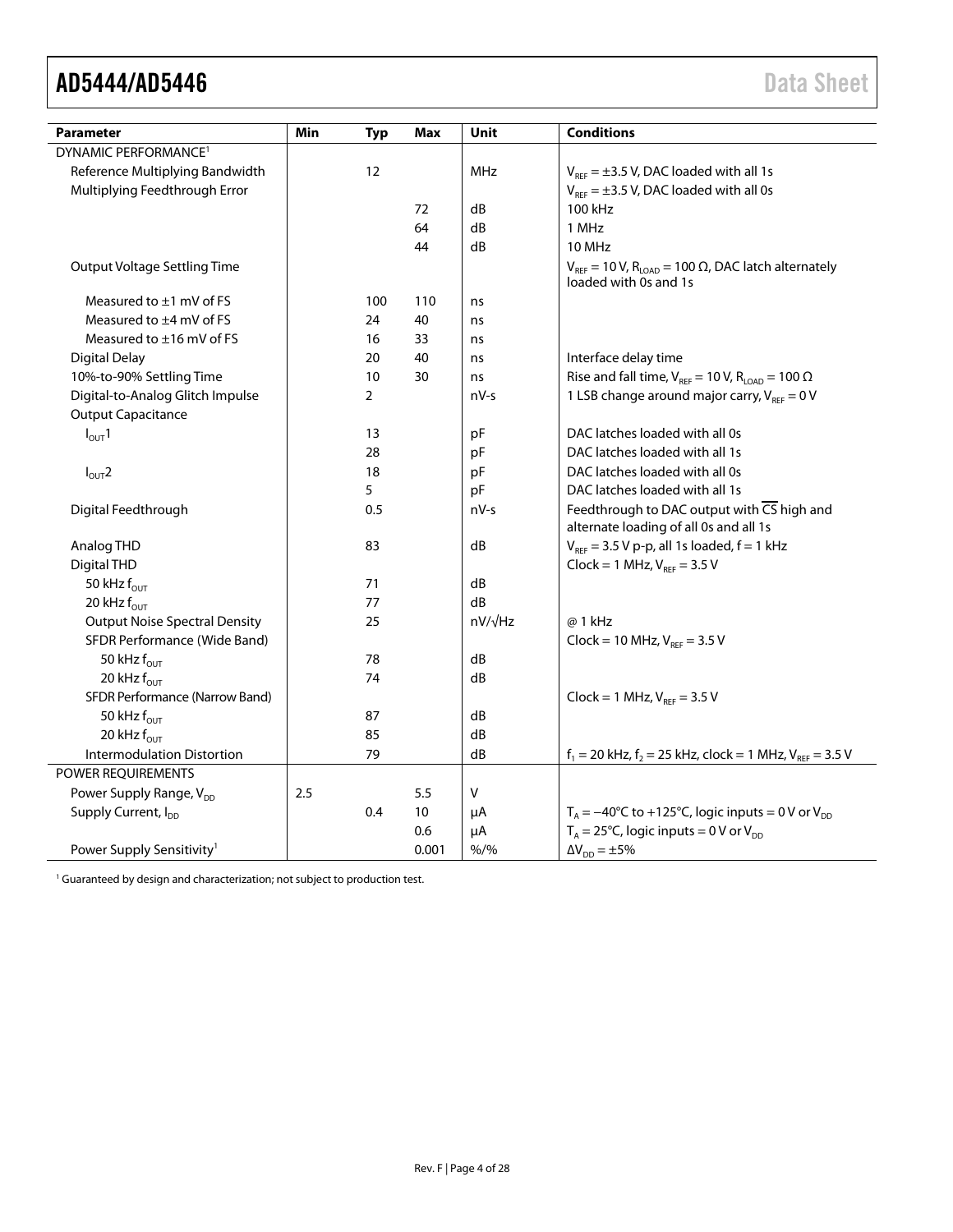| Parameter | Min | Typ | Max | Unit | Conditions |
|---|---|---|---|---|---|
| DYNAMIC PERFORMANCE[1] | | | | | |
| Reference Multiplying Bandwidth | | 12 | | MHz | $V_{REF}$ = ±3.5 V, DAC loaded with all 1s |
| Multiplying Feedthrough Error | | | | | $V_{REF}$ = ±3.5 V, DAC loaded with all 0s |
| | | | 72 | dB | 100 kHz |
| | | | 64 | dB | 1 MHz |
| | | | 44 | dB | 10 MHz |
| Output Voltage Settling Time | | | | | $V_{REF}$ = 10 V, $R_{LOAD}$ = 100 Ω, DAC latch alternately loaded with 0s and 1s |
| Measured to ±1 mV of FS | | 100 | 110 | ns | |
| Measured to ±4 mV of FS | | 24 | 40 | ns | |
| Measured to ±16 mV of FS | | 16 | 33 | ns | |
| Digital Delay | | 20 | 40 | ns | Interface delay time |
| 10%-to-90% Settling Time | | 10 | 30 | ns | Rise and fall time, $V_{REF}$ = 10 V, $R_{LOAD}$ = 100 Ω |
| Digital-to-Analog Glitch Impulse | | 2 | | nV-s | 1 LSB change around major carry, $V_{REF}$ = 0 V |
| Output Capacitance | | | | | |
| $I_{OUT}1$ | | 13 | | pF | DAC latches loaded with all 0s |
| | | 28 | | pF | DAC latches loaded with all 1s |
| $I_{OUT}2$ | | 18 | | pF | DAC latches loaded with all 0s |
| | | 5 | | pF | DAC latches loaded with all 1s |
| Digital Feedthrough | | 0.5 | | nV-s | Feedthrough to DAC output with $\overline{CS}$ high and alternate loading of all 0s and all 1s |
| Analog THD | | 83 | | dB | $V_{REF}$ = 3.5 V p-p, all 1s loaded, f = 1 kHz |
| Digital THD | | | | | Clock = 1 MHz, $V_{REF}$ = 3.5 V |
| 50 kHz $f_{OUT}$ | | 71 | | dB | |
| 20 kHz $f_{OUT}$ | | 77 | | dB | |
| Output Noise Spectral Density | | 25 | | nV/√Hz | @ 1 kHz |
| SFDR Performance (Wide Band) | | | | | Clock = 10 MHz, $V_{REF}$ = 3.5 V |
| 50 kHz $f_{OUT}$ | | 78 | | dB | |
| 20 kHz $f_{OUT}$ | | 74 | | dB | |
| SFDR Performance (Narrow Band) | | | | | Clock = 1 MHz, $V_{REF}$ = 3.5 V |
| 50 kHz $f_{OUT}$ | | 87 | | dB | |
| 20 kHz $f_{OUT}$ | | 85 | | dB | |
| Intermodulation Distortion | | 79 | | dB | $f_1$ = 20 kHz, $f_2$ = 25 kHz, clock = 1 MHz, $V_{REF}$ = 3.5 V |
| POWER REQUIREMENTS | | | | | |
| Power Supply Range, $V_{DD}$ | 2.5 | | 5.5 | V | |
| Supply Current, $I_{DD}$ | | 0.4 | 10 | μA | $T_A$ = −40°C to +125°C, logic inputs = 0 V or $V_{DD}$ |
| | | | 0.6 | μA | $T_A$ = 25°C, logic inputs = 0 V or $V_{DD}$ |
| Power Supply Sensitivity[1] | | | 0.001 | %/% | $\Delta V_{DD}$ = ±5% |

[1] Guaranteed by design and characterization; not subject to production test.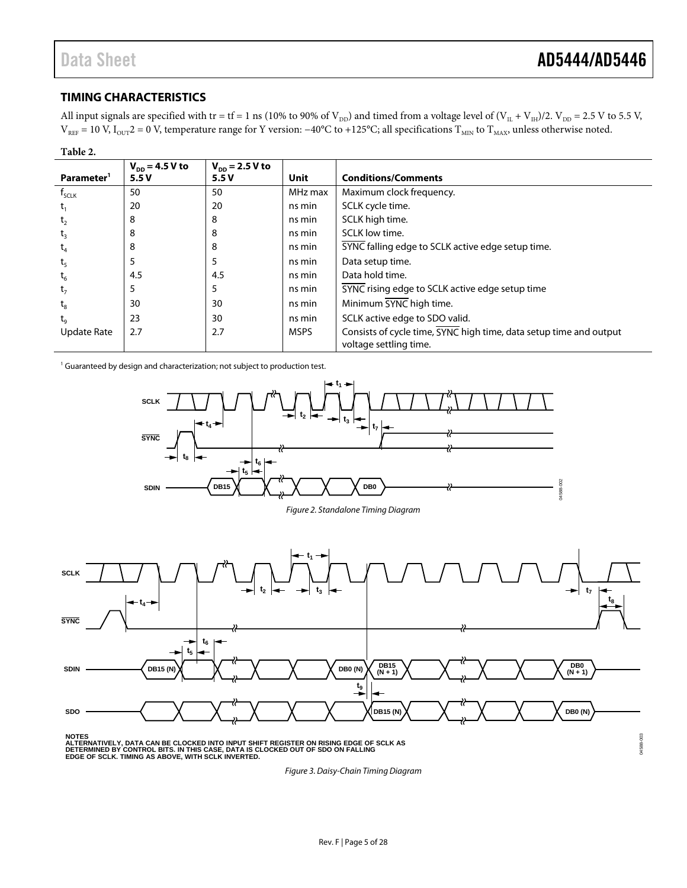## TIMING CHARACTERISTICS

All input signals are specified with tr = tf = 1 ns (10% to 90% of $V_{DD}$) and timed from a voltage level of $(V_{IL} + V_{IH})/2$. $V_{DD}$ = 2.5 V to 5.5 V, $V_{REF}$ = 10 V, $I_{OUT}2$ = 0 V, temperature range for Y version: −40°C to +125°C; all specifications $T_{MIN}$ to $T_{MAX}$, unless otherwise noted.

**Table 2.**

| Parameter[1] | $V_{DD}$ = 4.5 V to 5.5 V | $V_{DD}$ = 2.5 V to 5.5 V | Unit | Conditions/Comments |
|---|---|---|---|---|
| $f_{SCLK}$ | 50 | 50 | MHz max | Maximum clock frequency. |
| $t_1$ | 20 | 20 | ns min | SCLK cycle time. |
| $t_2$ | 8 | 8 | ns min | SCLK high time. |
| $t_3$ | 8 | 8 | ns min | SCLK low time. |
| $t_4$ | 8 | 8 | ns min | SYNC falling edge to SCLK active edge setup time. |
| $t_5$ | 5 | 5 | ns min | Data setup time. |
| $t_6$ | 4.5 | 4.5 | ns min | Data hold time. |
| $t_7$ | 5 | 5 | ns min | SYNC rising edge to SCLK active edge setup time |
| $t_8$ | 30 | 30 | ns min | Minimum SYNC high time. |
| $t_9$ | 23 | 30 | ns min | SCLK active edge to SDO valid. |
| Update Rate | 2.7 | 2.7 | MSPS | Consists of cycle time, SYNC high time, data setup time and output voltage settling time. |

[1] Guaranteed by design and characterization; not subject to production test.

*Figure 2. Standalone Timing Diagram*

NOTES
ALTERNATIVELY, DATA CAN BE CLOCKED INTO INPUT SHIFT REGISTER ON RISING EDGE OF SCLK AS DETERMINED BY CONTROL BITS. IN THIS CASE, DATA IS CLOCKED OUT OF SDO ON FALLING EDGE OF SCLK. TIMING AS ABOVE, WITH SCLK INVERTED.

*Figure 3. Daisy-Chain Timing Diagram*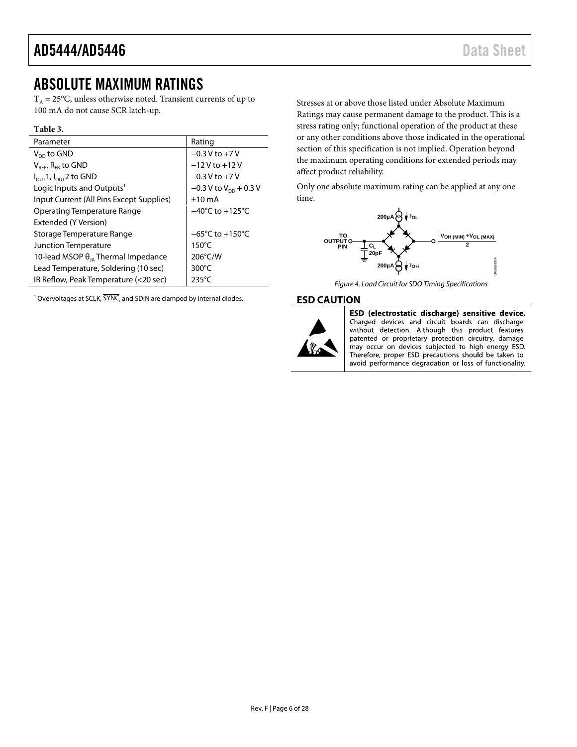# ABSOLUTE MAXIMUM RATINGS

$T_A$ = 25°C, unless otherwise noted. Transient currents of up to 100 mA do not cause SCR latch-up.

**Table 3.**

| Parameter | Rating |
|---|---|
| $V_{DD}$ to GND | −0.3 V to +7 V |
| $V_{REF}$, $R_{FB}$ to GND | −12 V to +12 V |
| $I_{OUT}1$, $I_{OUT}2$ to GND | −0.3 V to +7 V |
| Logic Inputs and Outputs[1] | −0.3 V to $V_{DD}$ + 0.3 V |
| Input Current (All Pins Except Supplies) | ±10 mA |
| Operating Temperature Range | −40°C to +125°C |
| Extended (Y Version) | |
| Storage Temperature Range | −65°C to +150°C |
| Junction Temperature | 150°C |
| 10-lead MSOP $θ_{JA}$ Thermal Impedance | 206°C/W |
| Lead Temperature, Soldering (10 sec) | 300°C |
| IR Reflow, Peak Temperature (<20 sec) | 235°C |

[1] Overvoltages at SCLK, $\overline{SYNC}$, and SDIN are clamped by internal diodes.

Stresses at or above those listed under Absolute Maximum Ratings may cause permanent damage to the product. This is a stress rating only; functional operation of the product at these or any other conditions above those indicated in the operational section of this specification is not implied. Operation beyond the maximum operating conditions for extended periods may affect product reliability.

Only one absolute maximum rating can be applied at any one time.

*Figure 4. Load Circuit for SDO Timing Specifications*

## ESD CAUTION

**ESD (electrostatic discharge) sensitive device.** Charged devices and circuit boards can discharge without detection. Although this product features patented or proprietary protection circuitry, damage may occur on devices subjected to high energy ESD. Therefore, proper ESD precautions should be taken to avoid performance degradation or loss of functionality.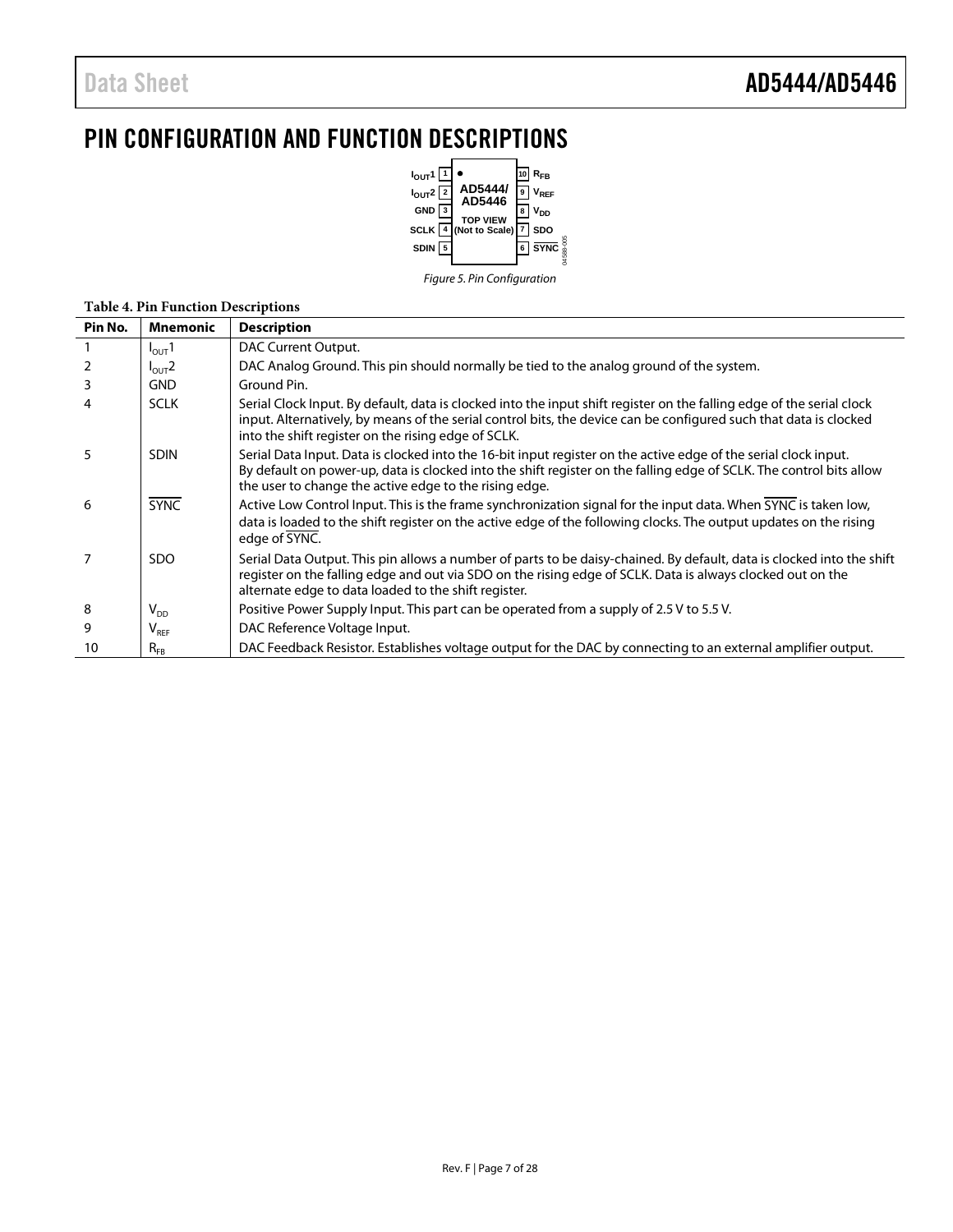# PIN CONFIGURATION AND FUNCTION DESCRIPTIONS

Figure 5. Pin Configuration

**Table 4. Pin Function Descriptions**

| Pin No. | Mnemonic | Description |
|---|---|---|
| 1 | $I_{OUT}1$ | DAC Current Output. |
| 2 | $I_{OUT}2$ | DAC Analog Ground. This pin should normally be tied to the analog ground of the system. |
| 3 | GND | Ground Pin. |
| 4 | SCLK | Serial Clock Input. By default, data is clocked into the input shift register on the falling edge of the serial clock input. Alternatively, by means of the serial control bits, the device can be configured such that data is clocked into the shift register on the rising edge of SCLK. |
| 5 | SDIN | Serial Data Input. Data is clocked into the 16-bit input register on the active edge of the serial clock input. By default on power-up, data is clocked into the shift register on the falling edge of SCLK. The control bits allow the user to change the active edge to the rising edge. |
| 6 | $\overline{SYNC}$ | Active Low Control Input. This is the frame synchronization signal for the input data. When $\overline{SYNC}$ is taken low, data is loaded to the shift register on the active edge of the following clocks. The output updates on the rising edge of $\overline{SYNC}$. |
| 7 | SDO | Serial Data Output. This pin allows a number of parts to be daisy-chained. By default, data is clocked into the shift register on the falling edge and out via SDO on the rising edge of SCLK. Data is always clocked out on the alternate edge to data loaded to the shift register. |
| 8 | $V_{DD}$ | Positive Power Supply Input. This part can be operated from a supply of 2.5 V to 5.5 V. |
| 9 | $V_{REF}$ | DAC Reference Voltage Input. |
| 10 | $R_{FB}$ | DAC Feedback Resistor. Establishes voltage output for the DAC by connecting to an external amplifier output. |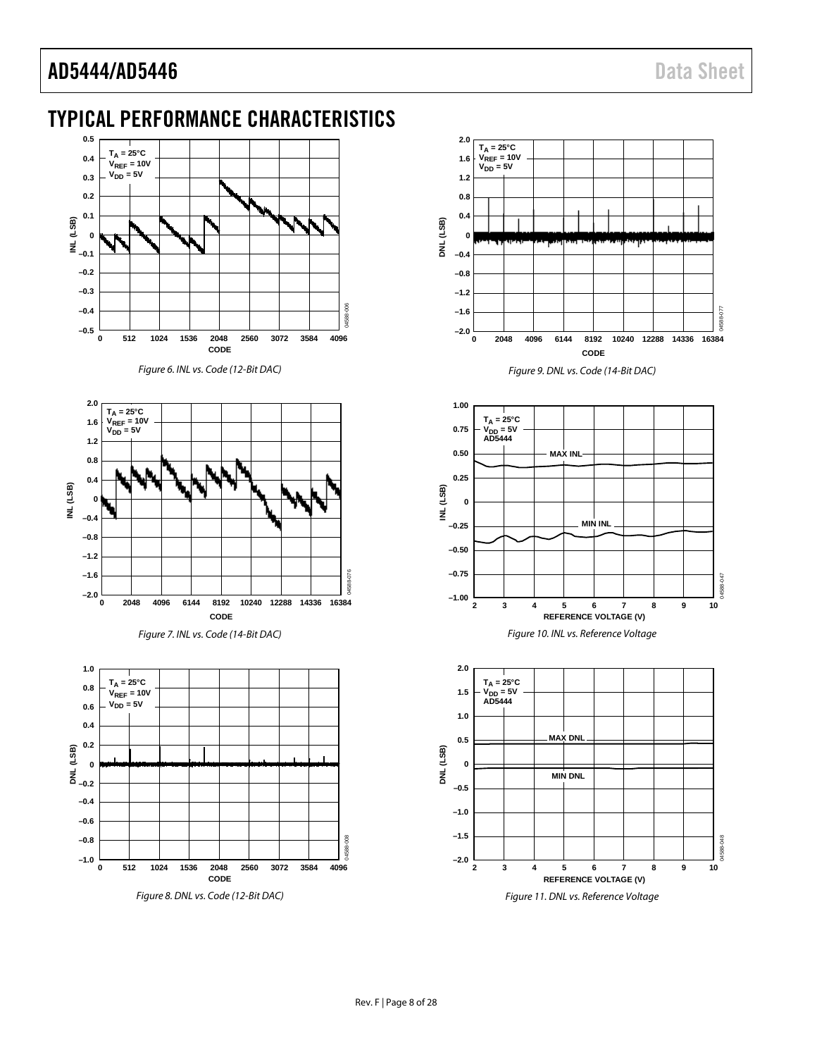## TYPICAL PERFORMANCE CHARACTERISTICS

Figure 6. INL vs. Code (12-Bit DAC)

Figure 7. INL vs. Code (14-Bit DAC)

Figure 8. DNL vs. Code (12-Bit DAC)

Figure 9. DNL vs. Code (14-Bit DAC)

Figure 10. INL vs. Reference Voltage

Figure 11. DNL vs. Reference Voltage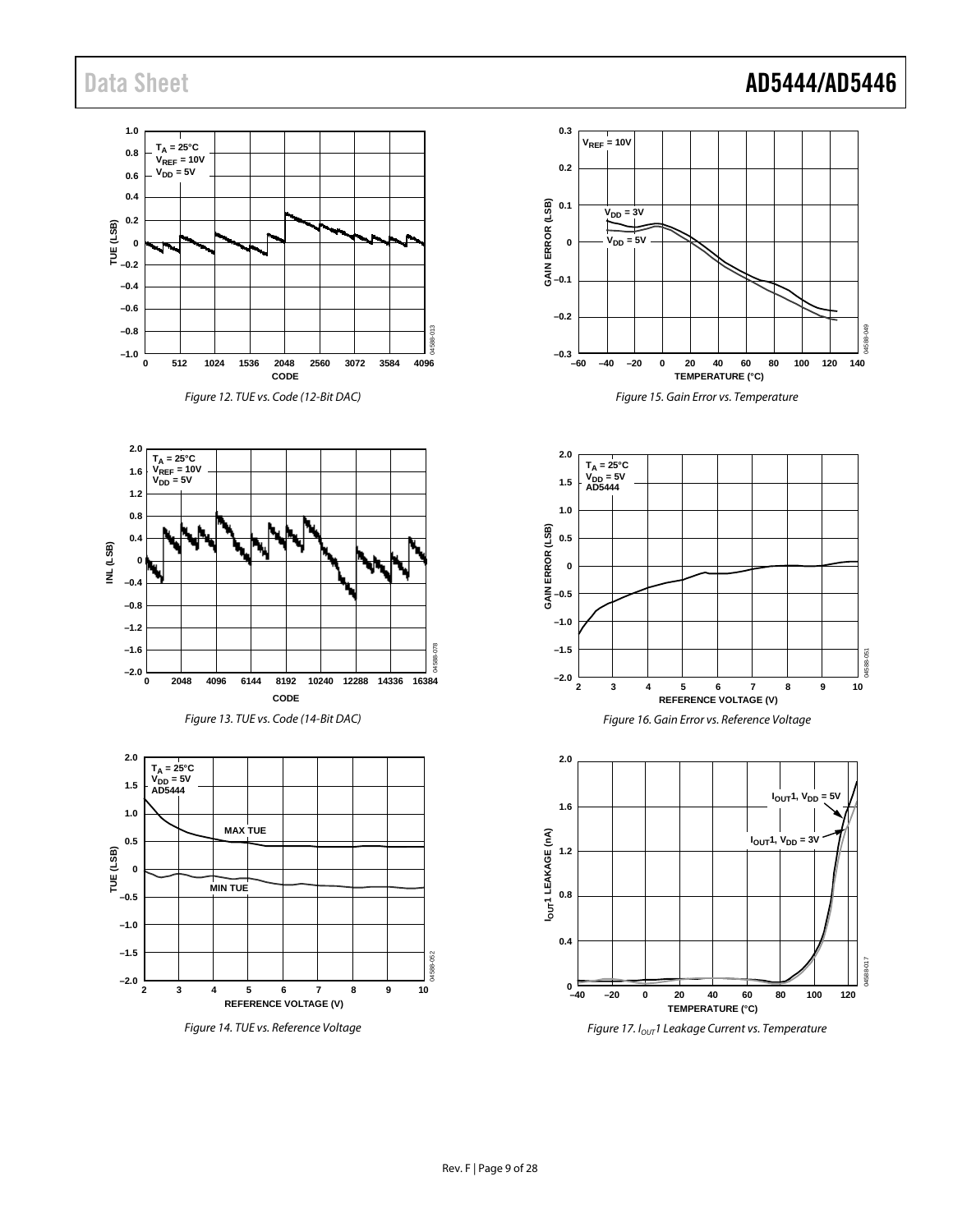Figure 12. TUE vs. Code (12-Bit DAC)

Figure 13. TUE vs. Code (14-Bit DAC)

Figure 14. TUE vs. Reference Voltage

Figure 15. Gain Error vs. Temperature

Figure 16. Gain Error vs. Reference Voltage

Figure 17. $I_{OUT}1$ Leakage Current vs. Temperature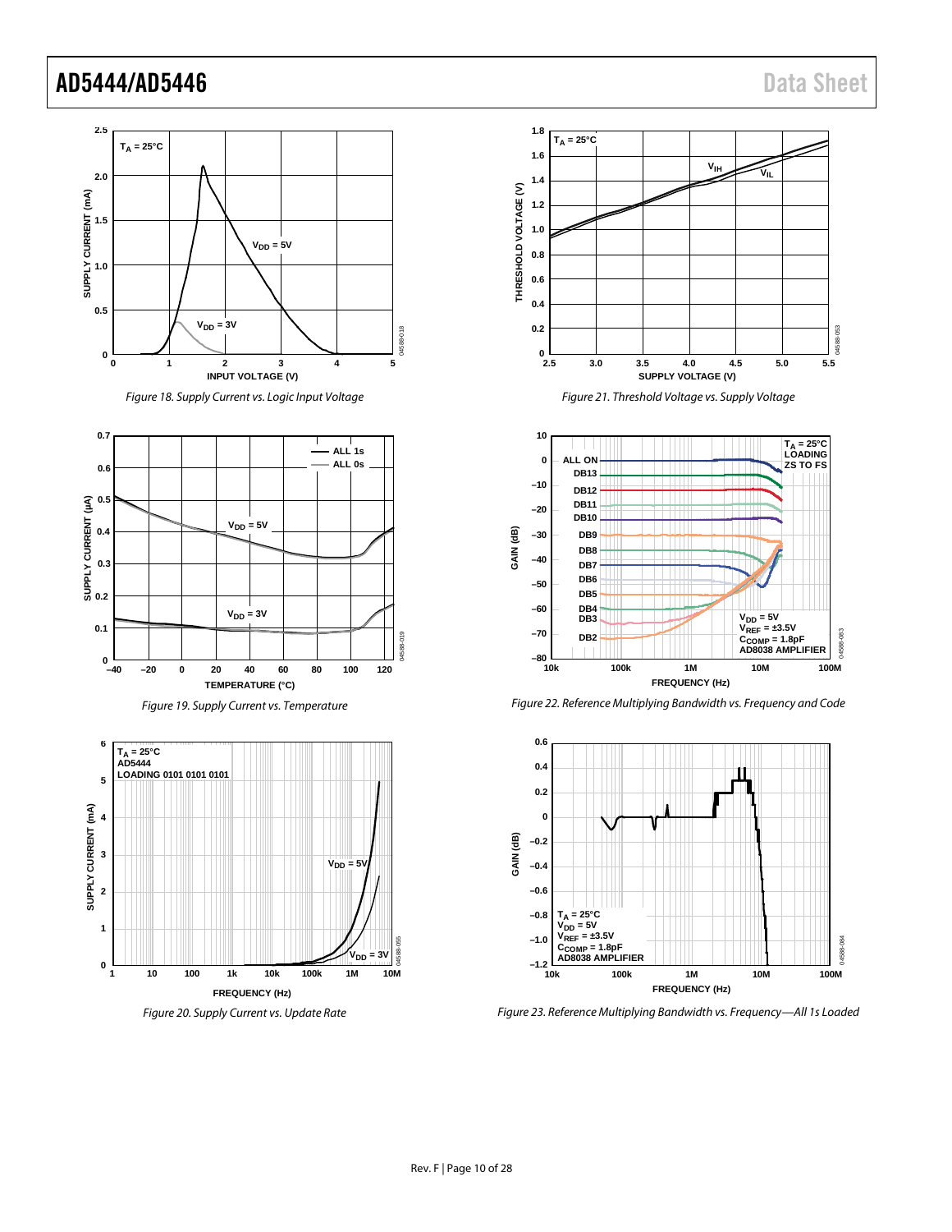Figure 18. Supply Current vs. Logic Input Voltage

Figure 19. Supply Current vs. Temperature

Figure 20. Supply Current vs. Update Rate

Figure 21. Threshold Voltage vs. Supply Voltage

Figure 22. Reference Multiplying Bandwidth vs. Frequency and Code

Figure 23. Reference Multiplying Bandwidth vs. Frequency—All 1s Loaded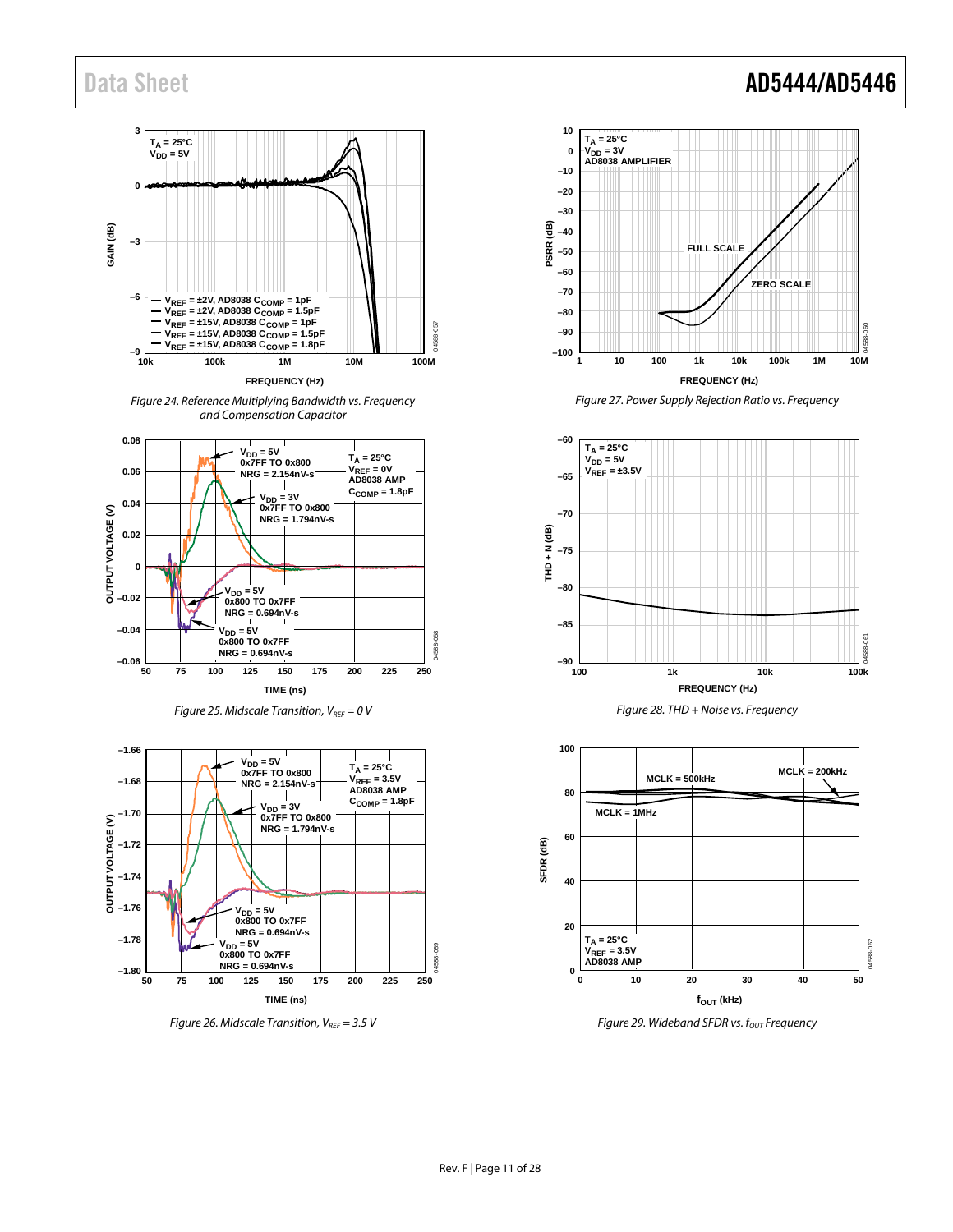Figure 24. Reference Multiplying Bandwidth vs. Frequency and Compensation Capacitor

Figure 25. Midscale Transition, $V_{REF}$ = 0 V

Figure 26. Midscale Transition, $V_{REF}$ = 3.5 V

Figure 27. Power Supply Rejection Ratio vs. Frequency

Figure 28. THD + Noise vs. Frequency

Figure 29. Wideband SFDR vs. $f_{OUT}$ Frequency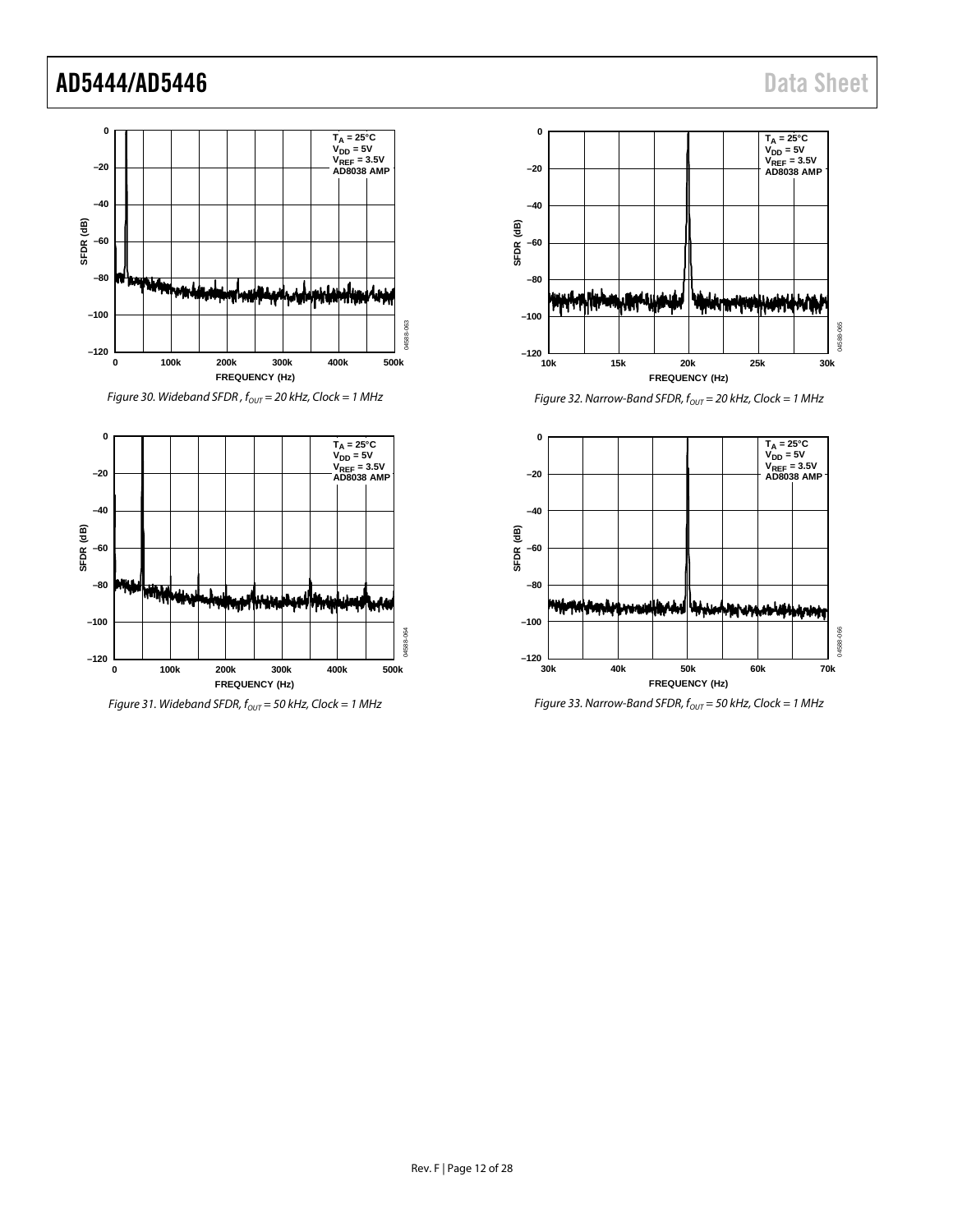Figure 30. Wideband SFDR, $f_{OUT}$ = 20 kHz, Clock = 1 MHz

Figure 31. Wideband SFDR, $f_{OUT}$ = 50 kHz, Clock = 1 MHz

Figure 32. Narrow-Band SFDR, $f_{OUT}$ = 20 kHz, Clock = 1 MHz

Figure 33. Narrow-Band SFDR, $f_{OUT}$ = 50 kHz, Clock = 1 MHz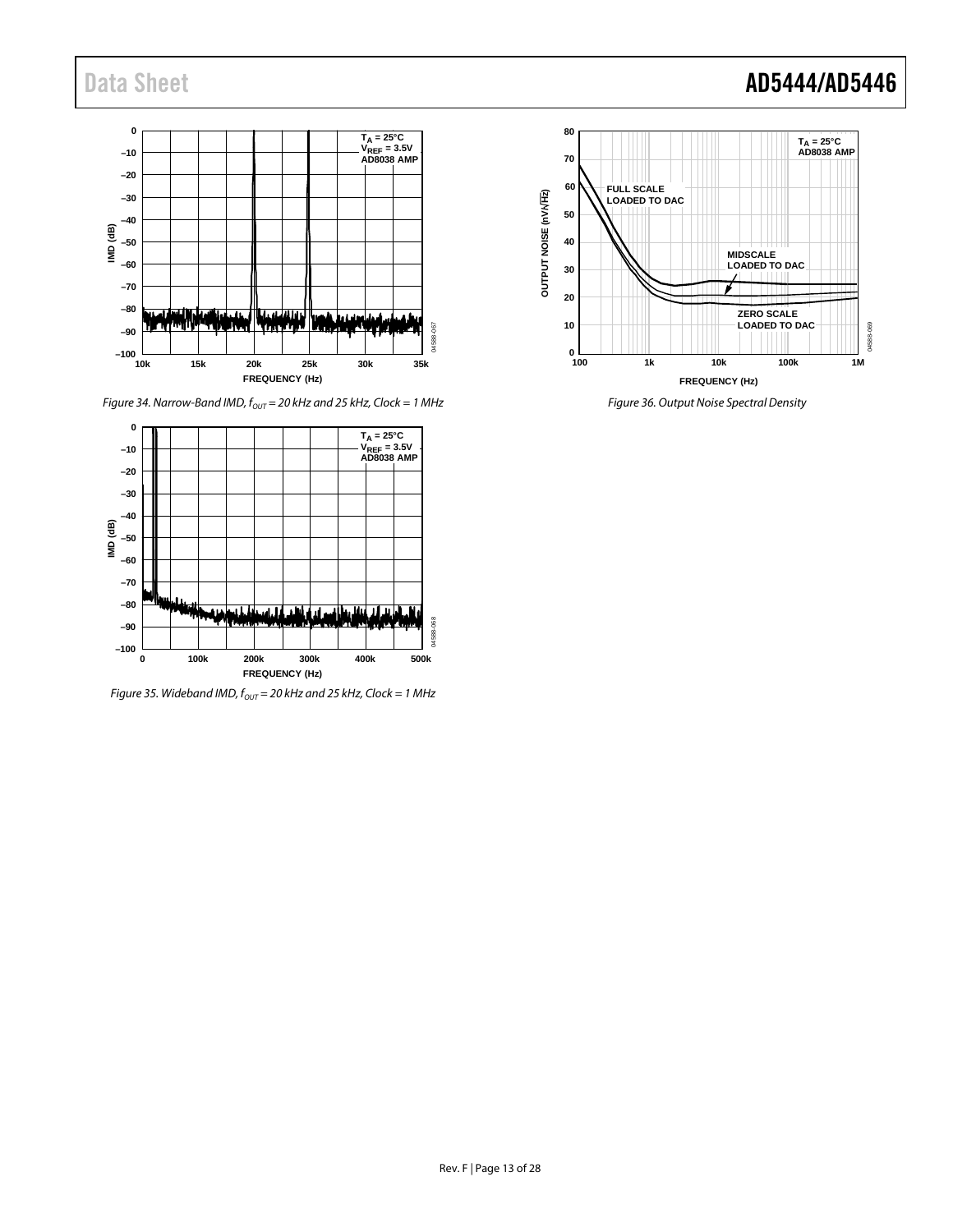Figure 34. Narrow-Band IMD, $f_{OUT}$ = 20 kHz and 25 kHz, Clock = 1 MHz

Figure 35. Wideband IMD, $f_{OUT}$ = 20 kHz and 25 kHz, Clock = 1 MHz

Figure 36. Output Noise Spectral Density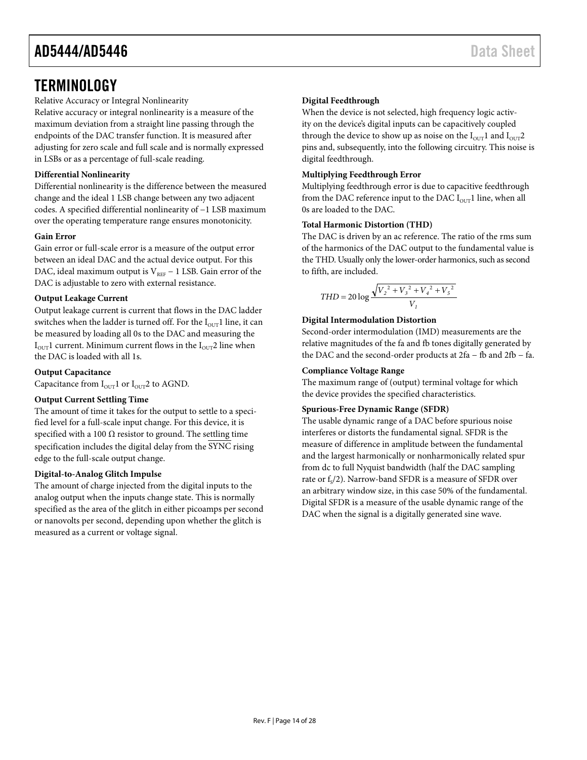# TERMINOLOGY

Relative Accuracy or Integral Nonlinearity

Relative accuracy or integral nonlinearity is a measure of the maximum deviation from a straight line passing through the endpoints of the DAC transfer function. It is measured after adjusting for zero scale and full scale and is normally expressed in LSBs or as a percentage of full-scale reading.

**Differential Nonlinearity**

Differential nonlinearity is the difference between the measured change and the ideal 1 LSB change between any two adjacent codes. A specified differential nonlinearity of −1 LSB maximum over the operating temperature range ensures monotonicity.

**Gain Error**

Gain error or full-scale error is a measure of the output error between an ideal DAC and the actual device output. For this DAC, ideal maximum output is $V_{REF}$ − 1 LSB. Gain error of the DAC is adjustable to zero with external resistance.

**Output Leakage Current**

Output leakage current is current that flows in the DAC ladder switches when the ladder is turned off. For the $I_{OUT}1$ line, it can be measured by loading all 0s to the DAC and measuring the $I_{OUT}1$ current. Minimum current flows in the $I_{OUT}2$ line when the DAC is loaded with all 1s.

**Output Capacitance**

Capacitance from $I_{OUT}1$ or $I_{OUT}2$ to AGND.

**Output Current Settling Time**

The amount of time it takes for the output to settle to a specified level for a full-scale input change. For this device, it is specified with a 100 Ω resistor to ground. The settling time specification includes the digital delay from the $\overline{\text{SYNC}}$ rising edge to the full-scale output change.

**Digital-to-Analog Glitch Impulse**

The amount of charge injected from the digital inputs to the analog output when the inputs change state. This is normally specified as the area of the glitch in either picoamps per second or nanovolts per second, depending upon whether the glitch is measured as a current or voltage signal.

**Digital Feedthrough**

When the device is not selected, high frequency logic activity on the device's digital inputs can be capacitively coupled through the device to show up as noise on the $I_{OUT}1$ and $I_{OUT}2$ pins and, subsequently, into the following circuitry. This noise is digital feedthrough.

**Multiplying Feedthrough Error**

Multiplying feedthrough error is due to capacitive feedthrough from the DAC reference input to the DAC $I_{OUT}1$ line, when all 0s are loaded to the DAC.

**Total Harmonic Distortion (THD)**

The DAC is driven by an ac reference. The ratio of the rms sum of the harmonics of the DAC output to the fundamental value is the THD. Usually only the lower-order harmonics, such as second to fifth, are included.

$$THD = 20\log\frac{\sqrt{V_2^2 + V_3^2 + V_4^2 + V_5^2}}{V_1}$$

**Digital Intermodulation Distortion**

Second-order intermodulation (IMD) measurements are the relative magnitudes of the fa and fb tones digitally generated by the DAC and the second-order products at 2fa − fb and 2fb − fa.

**Compliance Voltage Range**

The maximum range of (output) terminal voltage for which the device provides the specified characteristics.

**Spurious-Free Dynamic Range (SFDR)**

The usable dynamic range of a DAC before spurious noise interferes or distorts the fundamental signal. SFDR is the measure of difference in amplitude between the fundamental and the largest harmonically or nonharmonically related spur from dc to full Nyquist bandwidth (half the DAC sampling rate or $f_S/2$). Narrow-band SFDR is a measure of SFDR over an arbitrary window size, in this case 50% of the fundamental. Digital SFDR is a measure of the usable dynamic range of the DAC when the signal is a digitally generated sine wave.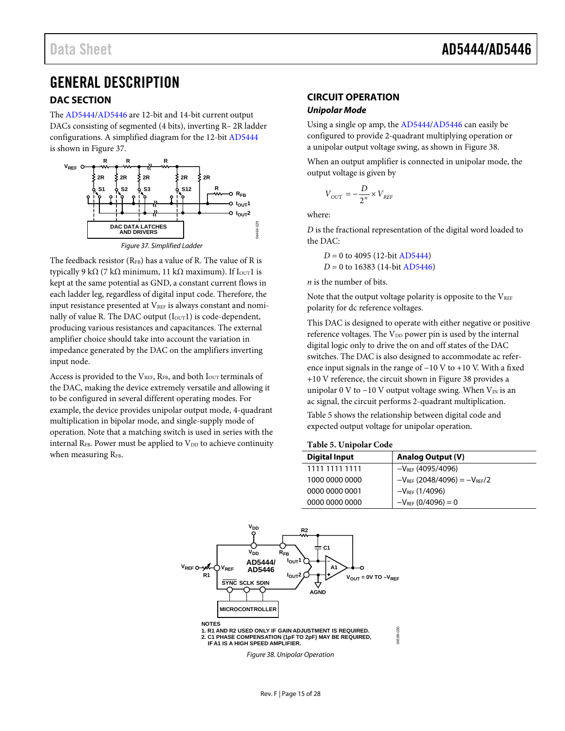# GENERAL DESCRIPTION

## DAC SECTION

The AD5444/AD5446 are 12-bit and 14-bit current output DACs consisting of segmented (4 bits), inverting R– 2R ladder configurations. A simplified diagram for the 12-bit AD5444 is shown in Figure 37.

Figure 37. Simplified Ladder

The feedback resistor ($R_{FB}$) has a value of R. The value of R is typically 9 kΩ (7 kΩ minimum, 11 kΩ maximum). If $I_{OUT}1$ is kept at the same potential as GND, a constant current flows in each ladder leg, regardless of digital input code. Therefore, the input resistance presented at $V_{REF}$ is always constant and nominally of value R. The DAC output ($I_{OUT}1$) is code-dependent, producing various resistances and capacitances. The external amplifier choice should take into account the variation in impedance generated by the DAC on the amplifiers inverting input node.

Access is provided to the $V_{REF}$, $R_{FB}$, and both $I_{OUT}$ terminals of the DAC, making the device extremely versatile and allowing it to be configured in several different operating modes. For example, the device provides unipolar output mode, 4-quadrant multiplication in bipolar mode, and single-supply mode of operation. Note that a matching switch is used in series with the internal $R_{FB}$. Power must be applied to $V_{DD}$ to achieve continuity when measuring $R_{FB}$.

## CIRCUIT OPERATION

### Unipolar Mode

Using a single op amp, the AD5444/AD5446 can easily be configured to provide 2-quadrant multiplying operation or a unipolar output voltage swing, as shown in Figure 38.

When an output amplifier is connected in unipolar mode, the output voltage is given by

$$V_{OUT} = -\frac{D}{2^n} \times V_{REF}$$

where:

*D* is the fractional representation of the digital word loaded to the DAC:

$D$ = 0 to 4095 (12-bit AD5444)
$D$ = 0 to 16383 (14-bit AD5446)

*n* is the number of bits.

Note that the output voltage polarity is opposite to the $V_{REF}$ polarity for dc reference voltages.

This DAC is designed to operate with either negative or positive reference voltages. The $V_{DD}$ power pin is used by the internal digital logic only to drive the on and off states of the DAC switches. The DAC is also designed to accommodate ac reference input signals in the range of −10 V to +10 V. With a fixed +10 V reference, the circuit shown in Figure 38 provides a unipolar 0 V to −10 V output voltage swing. When $V_{IN}$ is an ac signal, the circuit performs 2-quadrant multiplication.

Table 5 shows the relationship between digital code and expected output voltage for unipolar operation.

**Table 5. Unipolar Code**

| Digital Input | Analog Output (V) |
|---|---|
| 1111 1111 1111 | $-V_{REF}$ (4095/4096) |
| 1000 0000 0000 | $-V_{REF}$ (2048/4096) = $-V_{REF}/2$ |
| 0000 0000 0001 | $-V_{REF}$ (1/4096) |
| 0000 0000 0000 | $-V_{REF}$ (0/4096) = 0 |

NOTES
1. R1 AND R2 USED ONLY IF GAIN ADJUSTMENT IS REQUIRED.
2. C1 PHASE COMPENSATION (1pF TO 2pF) MAY BE REQUIRED, IF A1 IS A HIGH SPEED AMPLIFIER.

Figure 38. Unipolar Operation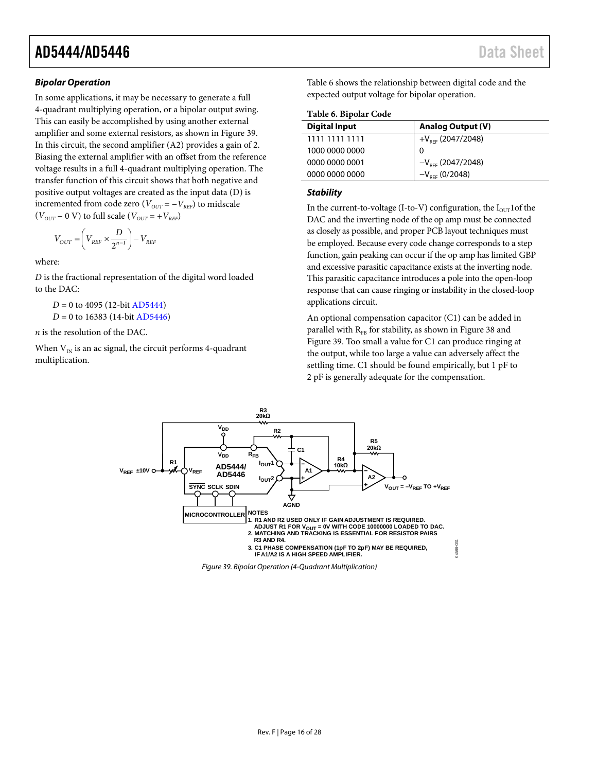### Bipolar Operation

In some applications, it may be necessary to generate a full 4-quadrant multiplying operation, or a bipolar output swing. This can easily be accomplished by using another external amplifier and some external resistors, as shown in Figure 39. In this circuit, the second amplifier (A2) provides a gain of 2. Biasing the external amplifier with an offset from the reference voltage results in a full 4-quadrant multiplying operation. The transfer function of this circuit shows that both negative and positive output voltages are created as the input data (D) is incremented from code zero ($V_{OUT} = -V_{REF}$) to midscale ($V_{OUT} - 0$ V) to full scale ($V_{OUT} = +V_{REF}$)

$$V_{OUT} = \left( V_{REF} \times \frac{D}{2^{n-1}} \right) - V_{REF}$$

where:

$D$ is the fractional representation of the digital word loaded to the DAC:

$D$ = 0 to 4095 (12-bit AD5444)
$D$ = 0 to 16383 (14-bit AD5446)

$n$ is the resolution of the DAC.

When $V_{IN}$ is an ac signal, the circuit performs 4-quadrant multiplication.

Table 6 shows the relationship between digital code and the expected output voltage for bipolar operation.

**Table 6. Bipolar Code**

| Digital Input | Analog Output (V) |
|---|---|
| 1111 1111 1111 | $+V_{REF}$ (2047/2048) |
| 1000 0000 0000 | 0 |
| 0000 0000 0001 | $-V_{REF}$ (2047/2048) |
| 0000 0000 0000 | $-V_{REF}$ (0/2048) |

### Stability

In the current-to-voltage (I-to-V) configuration, the $I_{OUT}$1of the DAC and the inverting node of the op amp must be connected as closely as possible, and proper PCB layout techniques must be employed. Because every code change corresponds to a step function, gain peaking can occur if the op amp has limited GBP and excessive parasitic capacitance exists at the inverting node. This parasitic capacitance introduces a pole into the open-loop response that can cause ringing or instability in the closed-loop applications circuit.

An optional compensation capacitor (C1) can be added in parallel with $R_{FB}$ for stability, as shown in Figure 38 and Figure 39. Too small a value for C1 can produce ringing at the output, while too large a value can adversely affect the settling time. C1 should be found empirically, but 1 pF to 2 pF is generally adequate for the compensation.

NOTES
1. R1 AND R2 USED ONLY IF GAIN ADJUSTMENT IS REQUIRED. ADJUST R1 FOR $V_{OUT}$ = 0V WITH CODE 10000000 LOADED TO DAC.
2. MATCHING AND TRACKING IS ESSENTIAL FOR RESISTOR PAIRS R3 AND R4.
3. C1 PHASE COMPENSATION (1pF TO 2pF) MAY BE REQUIRED, IF A1/A2 IS A HIGH SPEED AMPLIFIER.

*Figure 39. Bipolar Operation (4-Quadrant Multiplication)*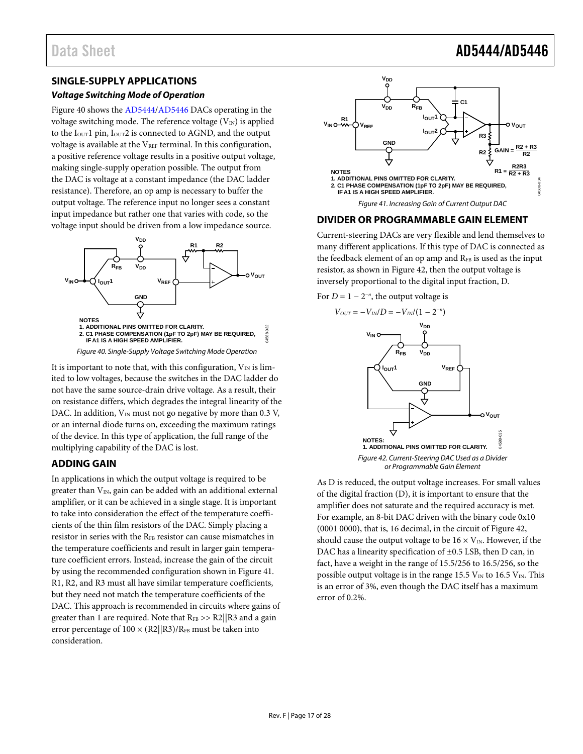## SINGLE-SUPPLY APPLICATIONS

### *Voltage Switching Mode of Operation*

Figure 40 shows the AD5444/AD5446 DACs operating in the voltage switching mode. The reference voltage ($V_{IN}$) is applied to the $I_{OUT}1$ pin, $I_{OUT}2$ is connected to AGND, and the output voltage is available at the $V_{REF}$ terminal. In this configuration, a positive reference voltage results in a positive output voltage, making single-supply operation possible. The output from the DAC is voltage at a constant impedance (the DAC ladder resistance). Therefore, an op amp is necessary to buffer the output voltage. The reference input no longer sees a constant input impedance but rather one that varies with code, so the voltage input should be driven from a low impedance source.

NOTES
1. ADDITIONAL PINS OMITTED FOR CLARITY.
2. C1 PHASE COMPENSATION (1pF TO 2pF) MAY BE REQUIRED, IF A1 IS A HIGH SPEED AMPLIFIER.

*Figure 40. Single-Supply Voltage Switching Mode Operation*

It is important to note that, with this configuration, $V_{IN}$ is limited to low voltages, because the switches in the DAC ladder do not have the same source-drain drive voltage. As a result, their on resistance differs, which degrades the integral linearity of the DAC. In addition, $V_{IN}$ must not go negative by more than 0.3 V, or an internal diode turns on, exceeding the maximum ratings of the device. In this type of application, the full range of the multiplying capability of the DAC is lost.

## ADDING GAIN

In applications in which the output voltage is required to be greater than $V_{IN}$, gain can be added with an additional external amplifier, or it can be achieved in a single stage. It is important to take into consideration the effect of the temperature coefficients of the thin film resistors of the DAC. Simply placing a resistor in series with the $R_{FB}$ resistor can cause mismatches in the temperature coefficients and result in larger gain temperature coefficient errors. Instead, increase the gain of the circuit by using the recommended configuration shown in Figure 41. R1, R2, and R3 must all have similar temperature coefficients, but they need not match the temperature coefficients of the DAC. This approach is recommended in circuits where gains of greater than 1 are required. Note that $R_{FB} >> R2||R3$ and a gain error percentage of $100 \times (R2||R3)/R_{FB}$ must be taken into consideration.

$$GAIN = \frac{R2 + R3}{R2}$$

$$R1 = \frac{R2R3}{R2 + R3}$$

NOTES
1. ADDITIONAL PINS OMITTED FOR CLARITY.
2. C1 PHASE COMPENSATION (1pF TO 2pF) MAY BE REQUIRED, IF A1 IS A HIGH SPEED AMPLIFIER.

*Figure 41. Increasing Gain of Current Output DAC*

## DIVIDER OR PROGRAMMABLE GAIN ELEMENT

Current-steering DACs are very flexible and lend themselves to many different applications. If this type of DAC is connected as the feedback element of an op amp and $R_{FB}$ is used as the input resistor, as shown in Figure 42, then the output voltage is inversely proportional to the digital input fraction, D.

For $D = 1 - 2^{-n}$, the output voltage is

$$V_{OUT} = -V_{IN}/D = -V_{IN}/(1 - 2^{-n})$$

NOTES:
1. ADDITIONAL PINS OMITTED FOR CLARITY.

*Figure 42. Current-Steering DAC Used as a Divider or Programmable Gain Element*

As D is reduced, the output voltage increases. For small values of the digital fraction (D), it is important to ensure that the amplifier does not saturate and the required accuracy is met. For example, an 8-bit DAC driven with the binary code 0x10 (0001 0000), that is, 16 decimal, in the circuit of Figure 42, should cause the output voltage to be $16 \times V_{IN}$. However, if the DAC has a linearity specification of ±0.5 LSB, then D can, in fact, have a weight in the range of 15.5/256 to 16.5/256, so the possible output voltage is in the range 15.5 $V_{IN}$ to 16.5 $V_{IN}$. This is an error of 3%, even though the DAC itself has a maximum error of 0.2%.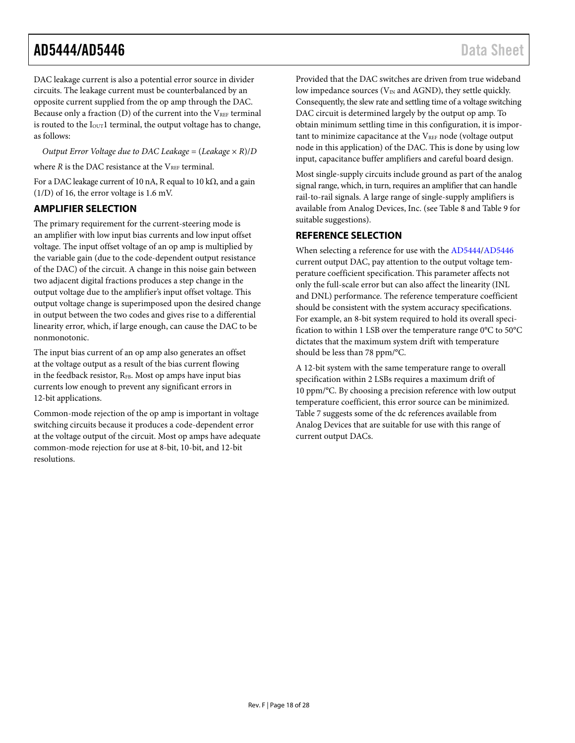DAC leakage current is also a potential error source in divider circuits. The leakage current must be counterbalanced by an opposite current supplied from the op amp through the DAC. Because only a fraction (D) of the current into the $V_{REF}$ terminal is routed to the $I_{OUT}1$ terminal, the output voltage has to change, as follows:

*Output Error Voltage due to DAC Leakage* = (*Leakage* × *R*)/*D*

where *R* is the DAC resistance at the $V_{REF}$ terminal.

For a DAC leakage current of 10 nA, R equal to 10 kΩ, and a gain (1/D) of 16, the error voltage is 1.6 mV.

## AMPLIFIER SELECTION

The primary requirement for the current-steering mode is an amplifier with low input bias currents and low input offset voltage. The input offset voltage of an op amp is multiplied by the variable gain (due to the code-dependent output resistance of the DAC) of the circuit. A change in this noise gain between two adjacent digital fractions produces a step change in the output voltage due to the amplifier's input offset voltage. This output voltage change is superimposed upon the desired change in output between the two codes and gives rise to a differential linearity error, which, if large enough, can cause the DAC to be nonmonotonic.

The input bias current of an op amp also generates an offset at the voltage output as a result of the bias current flowing in the feedback resistor, $R_{FB}$. Most op amps have input bias currents low enough to prevent any significant errors in 12-bit applications.

Common-mode rejection of the op amp is important in voltage switching circuits because it produces a code-dependent error at the voltage output of the circuit. Most op amps have adequate common-mode rejection for use at 8-bit, 10-bit, and 12-bit resolutions.

Provided that the DAC switches are driven from true wideband low impedance sources ($V_{IN}$ and AGND), they settle quickly. Consequently, the slew rate and settling time of a voltage switching DAC circuit is determined largely by the output op amp. To obtain minimum settling time in this configuration, it is important to minimize capacitance at the $V_{REF}$ node (voltage output node in this application) of the DAC. This is done by using low input, capacitance buffer amplifiers and careful board design.

Most single-supply circuits include ground as part of the analog signal range, which, in turn, requires an amplifier that can handle rail-to-rail signals. A large range of single-supply amplifiers is available from Analog Devices, Inc. (see Table 8 and Table 9 for suitable suggestions).

## REFERENCE SELECTION

When selecting a reference for use with the AD5444/AD5446 current output DAC, pay attention to the output voltage temperature coefficient specification. This parameter affects not only the full-scale error but can also affect the linearity (INL and DNL) performance. The reference temperature coefficient should be consistent with the system accuracy specifications. For example, an 8-bit system required to hold its overall specification to within 1 LSB over the temperature range 0°C to 50°C dictates that the maximum system drift with temperature should be less than 78 ppm/°C.

A 12-bit system with the same temperature range to overall specification within 2 LSBs requires a maximum drift of 10 ppm/°C. By choosing a precision reference with low output temperature coefficient, this error source can be minimized. Table 7 suggests some of the dc references available from Analog Devices that are suitable for use with this range of current output DACs.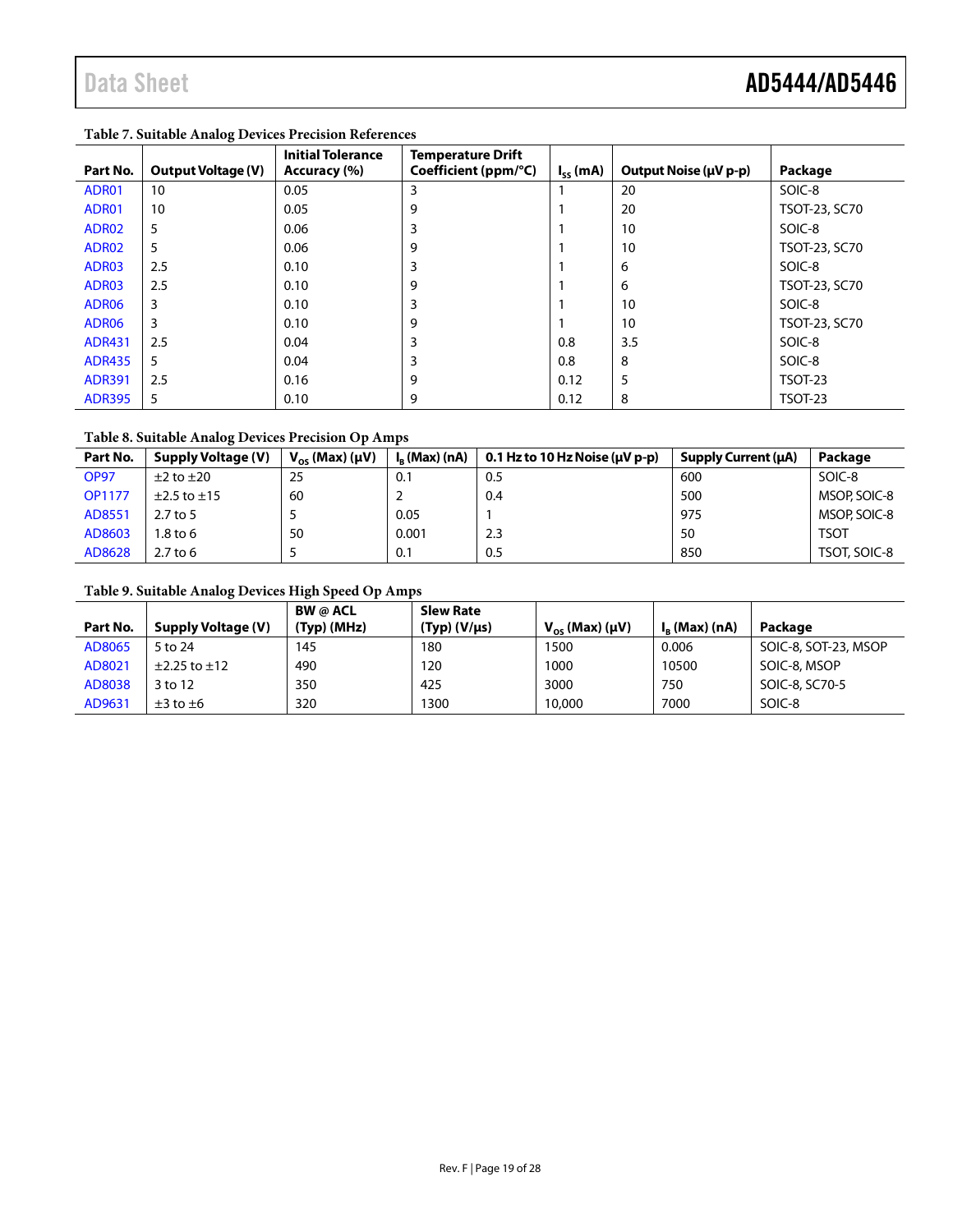**Table 7. Suitable Analog Devices Precision References**

| Part No. | Output Voltage (V) | Initial Tolerance Accuracy (%) | Temperature Drift Coefficient (ppm/°C) | $I_{SS}$ (mA) | Output Noise (µV p-p) | Package |
|---|---|---|---|---|---|---|
| ADR01 | 10 | 0.05 | 3 | 1 | 20 | SOIC-8 |
| ADR01 | 10 | 0.05 | 9 | 1 | 20 | TSOT-23, SC70 |
| ADR02 | 5 | 0.06 | 3 | 1 | 10 | SOIC-8 |
| ADR02 | 5 | 0.06 | 9 | 1 | 10 | TSOT-23, SC70 |
| ADR03 | 2.5 | 0.10 | 3 | 1 | 6 | SOIC-8 |
| ADR03 | 2.5 | 0.10 | 9 | 1 | 6 | TSOT-23, SC70 |
| ADR06 | 3 | 0.10 | 3 | 1 | 10 | SOIC-8 |
| ADR06 | 3 | 0.10 | 9 | 1 | 10 | TSOT-23, SC70 |
| ADR431 | 2.5 | 0.04 | 3 | 0.8 | 3.5 | SOIC-8 |
| ADR435 | 5 | 0.04 | 3 | 0.8 | 8 | SOIC-8 |
| ADR391 | 2.5 | 0.16 | 9 | 0.12 | 5 | TSOT-23 |
| ADR395 | 5 | 0.10 | 9 | 0.12 | 8 | TSOT-23 |

**Table 8. Suitable Analog Devices Precision Op Amps**

| Part No. | Supply Voltage (V) | $V_{OS}$ (Max) (µV) | $I_B$ (Max) (nA) | 0.1 Hz to 10 Hz Noise (µV p-p) | Supply Current (µA) | Package |
|---|---|---|---|---|---|---|
| OP97 | ±2 to ±20 | 25 | 0.1 | 0.5 | 600 | SOIC-8 |
| OP1177 | ±2.5 to ±15 | 60 | 2 | 0.4 | 500 | MSOP, SOIC-8 |
| AD8551 | 2.7 to 5 | 5 | 0.05 | 1 | 975 | MSOP, SOIC-8 |
| AD8603 | 1.8 to 6 | 50 | 0.001 | 2.3 | 50 | TSOT |
| AD8628 | 2.7 to 6 | 5 | 0.1 | 0.5 | 850 | TSOT, SOIC-8 |

**Table 9. Suitable Analog Devices High Speed Op Amps**

| Part No. | Supply Voltage (V) | BW @ ACL (Typ) (MHz) | Slew Rate (Typ) (V/µs) | $V_{OS}$ (Max) (µV) | $I_B$ (Max) (nA) | Package |
|---|---|---|---|---|---|---|
| AD8065 | 5 to 24 | 145 | 180 | 1500 | 0.006 | SOIC-8, SOT-23, MSOP |
| AD8021 | ±2.25 to ±12 | 490 | 120 | 1000 | 10500 | SOIC-8, MSOP |
| AD8038 | 3 to 12 | 350 | 425 | 3000 | 750 | SOIC-8, SC70-5 |
| AD9631 | ±3 to ±6 | 320 | 1300 | 10,000 | 7000 | SOIC-8 |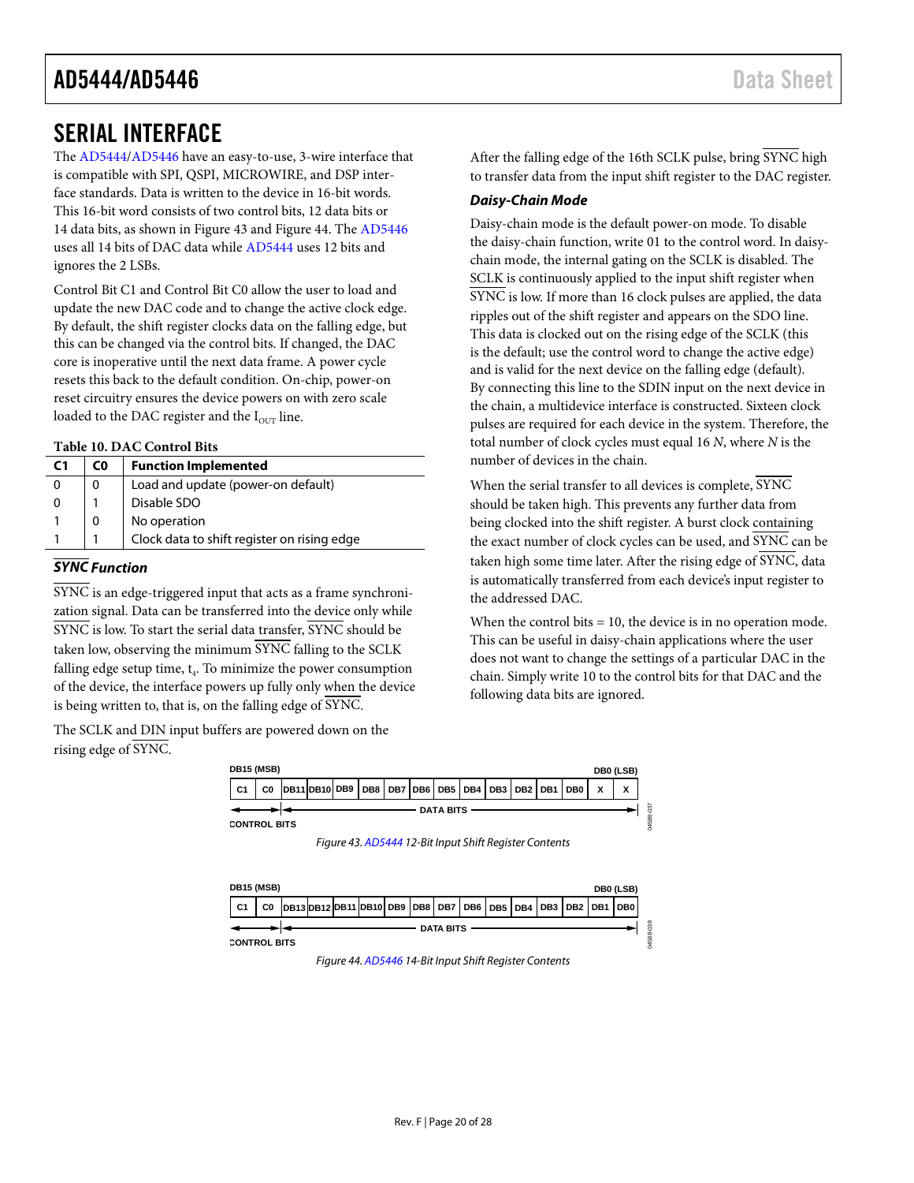# SERIAL INTERFACE

The AD5444/AD5446 have an easy-to-use, 3-wire interface that is compatible with SPI, QSPI, MICROWIRE, and DSP interface standards. Data is written to the device in 16-bit words. This 16-bit word consists of two control bits, 12 data bits or 14 data bits, as shown in Figure 43 and Figure 44. The AD5446 uses all 14 bits of DAC data while AD5444 uses 12 bits and ignores the 2 LSBs.

Control Bit C1 and Control Bit C0 allow the user to load and update the new DAC code and to change the active clock edge. By default, the shift register clocks data on the falling edge, but this can be changed via the control bits. If changed, the DAC core is inoperative until the next data frame. A power cycle resets this back to the default condition. On-chip, power-on reset circuitry ensures the device powers on with zero scale loaded to the DAC register and the $I_{OUT}$ line.

**Table 10. DAC Control Bits**

| C1 | C0 | Function Implemented |
|---|---|---|
| 0 | 0 | Load and update (power-on default) |
| 0 | 1 | Disable SDO |
| 1 | 0 | No operation |
| 1 | 1 | Clock data to shift register on rising edge |

### SYNC Function

SYNC is an edge-triggered input that acts as a frame synchronization signal. Data can be transferred into the device only while SYNC is low. To start the serial data transfer, SYNC should be taken low, observing the minimum SYNC falling to the SCLK falling edge setup time, $t_4$. To minimize the power consumption of the device, the interface powers up fully only when the device is being written to, that is, on the falling edge of SYNC.

The SCLK and DIN input buffers are powered down on the rising edge of SYNC.

After the falling edge of the 16th SCLK pulse, bring SYNC high to transfer data from the input shift register to the DAC register.

### Daisy-Chain Mode

Daisy-chain mode is the default power-on mode. To disable the daisy-chain function, write 01 to the control word. In daisy-chain mode, the internal gating on the SCLK is disabled. The SCLK is continuously applied to the input shift register when SYNC is low. If more than 16 clock pulses are applied, the data ripples out of the shift register and appears on the SDO line. This data is clocked out on the rising edge of the SCLK (this is the default; use the control word to change the active edge) and is valid for the next device on the falling edge (default). By connecting this line to the SDIN input on the next device in the chain, a multidevice interface is constructed. Sixteen clock pulses are required for each device in the system. Therefore, the total number of clock cycles must equal 16 *N*, where *N* is the number of devices in the chain.

When the serial transfer to all devices is complete, SYNC should be taken high. This prevents any further data from being clocked into the shift register. A burst clock containing the exact number of clock cycles can be used, and SYNC can be taken high some time later. After the rising edge of SYNC, data is automatically transferred from each device's input register to the addressed DAC.

When the control bits = 10, the device is in no operation mode. This can be useful in daisy-chain applications where the user does not want to change the settings of a particular DAC in the chain. Simply write 10 to the control bits for that DAC and the following data bits are ignored.

| DB15 (MSB) | | | | | | | | | | | | | | | DB0 (LSB) |
|---|---|---|---|---|---|---|---|---|---|---|---|---|---|---|---|
| C1 | C0 | DB11 | DB10 | DB9 | DB8 | DB7 | DB6 | DB5 | DB4 | DB3 | DB2 | DB1 | DB0 | X | X |
| CONTROL BITS | | DATA BITS | | | | | | | | | | | | | |

Figure 43. AD5444 12-Bit Input Shift Register Contents

| DB15 (MSB) | | | | | | | | | | | | | | | DB0 (LSB) |
|---|---|---|---|---|---|---|---|---|---|---|---|---|---|---|---|
| C1 | C0 | DB13 | DB12 | DB11 | DB10 | DB9 | DB8 | DB7 | DB6 | DB5 | DB4 | DB3 | DB2 | DB1 | DB0 |
| CONTROL BITS | | DATA BITS | | | | | | | | | | | | | |

Figure 44. AD5446 14-Bit Input Shift Register Contents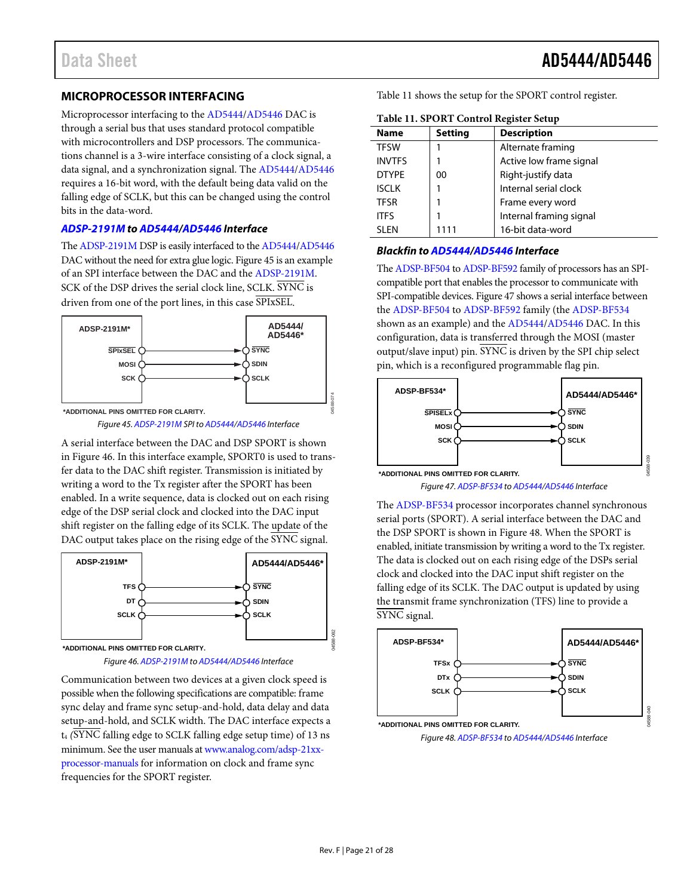## MICROPROCESSOR INTERFACING

Microprocessor interfacing to the AD5444/AD5446 DAC is through a serial bus that uses standard protocol compatible with microcontrollers and DSP processors. The communications channel is a 3-wire interface consisting of a clock signal, a data signal, and a synchronization signal. The AD5444/AD5446 requires a 16-bit word, with the default being data valid on the falling edge of SCLK, but this can be changed using the control bits in the data-word.

### ADSP-2191M to AD5444/AD5446 Interface

The ADSP-2191M DSP is easily interfaced to the AD5444/AD5446 DAC without the need for extra glue logic. Figure 45 is an example of an SPI interface between the DAC and the ADSP-2191M. SCK of the DSP drives the serial clock line, SCLK. SYNC is driven from one of the port lines, in this case SPIxSEL.

Figure 45. ADSP-2191M SPI to AD5444/AD5446 Interface

A serial interface between the DAC and DSP SPORT is shown in Figure 46. In this interface example, SPORT0 is used to transfer data to the DAC shift register. Transmission is initiated by writing a word to the Tx register after the SPORT has been enabled. In a write sequence, data is clocked out on each rising edge of the DSP serial clock and clocked into the DAC input shift register on the falling edge of its SCLK. The update of the DAC output takes place on the rising edge of the SYNC signal.

Figure 46. ADSP-2191M to AD5444/AD5446 Interface

Communication between two devices at a given clock speed is possible when the following specifications are compatible: frame sync delay and frame sync setup-and-hold, data delay and data setup-and-hold, and SCLK width. The DAC interface expects a $t_4$ (SYNC falling edge to SCLK falling edge setup time) of 13 ns minimum. See the user manuals at www.analog.com/adsp-21xx-processor-manuals for information on clock and frame sync frequencies for the SPORT register.

Table 11 shows the setup for the SPORT control register.

**Table 11. SPORT Control Register Setup**

| Name | Setting | Description |
|---|---|---|
| TFSW | 1 | Alternate framing |
| INVTFS | 1 | Active low frame signal |
| DTYPE | 00 | Right-justify data |
| ISCLK | 1 | Internal serial clock |
| TFSR | 1 | Frame every word |
| ITFS | 1 | Internal framing signal |
| SLEN | 1111 | 16-bit data-word |

### Blackfin to AD5444/AD5446 Interface

The ADSP-BF504 to ADSP-BF592 family of processors has an SPI-compatible port that enables the processor to communicate with SPI-compatible devices. Figure 47 shows a serial interface between the ADSP-BF504 to ADSP-BF592 family (the ADSP-BF534 shown as an example) and the AD5444/AD5446 DAC. In this configuration, data is transferred through the MOSI (master output/slave input) pin. SYNC is driven by the SPI chip select pin, which is a reconfigured programmable flag pin.

Figure 47. ADSP-BF534 to AD5444/AD5446 Interface

The ADSP-BF534 processor incorporates channel synchronous serial ports (SPORT). A serial interface between the DAC and the DSP SPORT is shown in Figure 48. When the SPORT is enabled, initiate transmission by writing a word to the Tx register. The data is clocked out on each rising edge of the DSPs serial clock and clocked into the DAC input shift register on the falling edge of its SCLK. The DAC output is updated by using the transmit frame synchronization (TFS) line to provide a SYNC signal.

Figure 48. ADSP-BF534 to AD5444/AD5446 Interface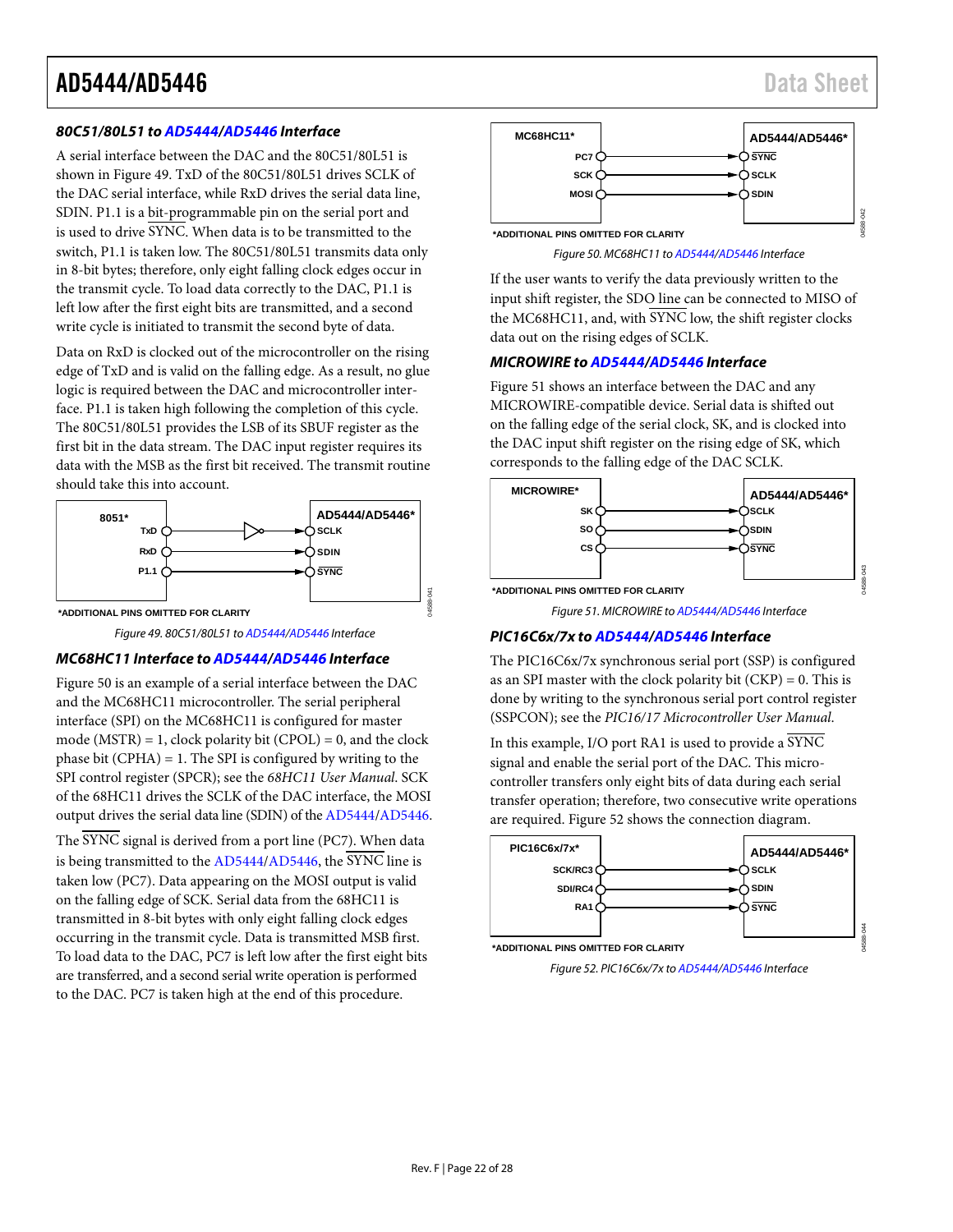### 80C51/80L51 to AD5444/AD5446 Interface

A serial interface between the DAC and the 80C51/80L51 is shown in Figure 49. TxD of the 80C51/80L51 drives SCLK of the DAC serial interface, while RxD drives the serial data line, SDIN. P1.1 is a bit-programmable pin on the serial port and is used to drive $\overline{\text{SYNC}}$. When data is to be transmitted to the switch, P1.1 is taken low. The 80C51/80L51 transmits data only in 8-bit bytes; therefore, only eight falling clock edges occur in the transmit cycle. To load data correctly to the DAC, P1.1 is left low after the first eight bits are transmitted, and a second write cycle is initiated to transmit the second byte of data.

Data on RxD is clocked out of the microcontroller on the rising edge of TxD and is valid on the falling edge. As a result, no glue logic is required between the DAC and microcontroller interface. P1.1 is taken high following the completion of this cycle. The 80C51/80L51 provides the LSB of its SBUF register as the first bit in the data stream. The DAC input register requires its data with the MSB as the first bit received. The transmit routine should take this into account.

8051*: TxD → SCLK; RxD → SDIN; P1.1 → $\overline{\text{SYNC}}$ (AD5444/AD5446*)

*ADDITIONAL PINS OMITTED FOR CLARITY

Figure 49. 80C51/80L51 to AD5444/AD5446 Interface

### MC68HC11 Interface to AD5444/AD5446 Interface

Figure 50 is an example of a serial interface between the DAC and the MC68HC11 microcontroller. The serial peripheral interface (SPI) on the MC68HC11 is configured for master mode (MSTR) = 1, clock polarity bit (CPOL) = 0, and the clock phase bit (CPHA) = 1. The SPI is configured by writing to the SPI control register (SPCR); see the *68HC11 User Manual*. SCK of the 68HC11 drives the SCLK of the DAC interface, the MOSI output drives the serial data line (SDIN) of the AD5444/AD5446.

The $\overline{\text{SYNC}}$ signal is derived from a port line (PC7). When data is being transmitted to the AD5444/AD5446, the $\overline{\text{SYNC}}$ line is taken low (PC7). Data appearing on the MOSI output is valid on the falling edge of SCK. Serial data from the 68HC11 is transmitted in 8-bit bytes with only eight falling clock edges occurring in the transmit cycle. Data is transmitted MSB first. To load data to the DAC, PC7 is left low after the first eight bits are transferred, and a second serial write operation is performed to the DAC. PC7 is taken high at the end of this procedure.

MC68HC11*: PC7 → $\overline{\text{SYNC}}$; SCK → SCLK; MOSI → SDIN (AD5444/AD5446*)

*ADDITIONAL PINS OMITTED FOR CLARITY

Figure 50. MC68HC11 to AD5444/AD5446 Interface

If the user wants to verify the data previously written to the input shift register, the SDO line can be connected to MISO of the MC68HC11, and, with $\overline{\text{SYNC}}$ low, the shift register clocks data out on the rising edges of SCLK.

### MICROWIRE to AD5444/AD5446 Interface

Figure 51 shows an interface between the DAC and any MICROWIRE-compatible device. Serial data is shifted out on the falling edge of the serial clock, SK, and is clocked into the DAC input shift register on the rising edge of SK, which corresponds to the falling edge of the DAC SCLK.

MICROWIRE*: SK → SCLK; SO → SDIN; CS → $\overline{\text{SYNC}}$ (AD5444/AD5446*)

*ADDITIONAL PINS OMITTED FOR CLARITY

Figure 51. MICROWIRE to AD5444/AD5446 Interface

### PIC16C6x/7x to AD5444/AD5446 Interface

The PIC16C6x/7x synchronous serial port (SSP) is configured as an SPI master with the clock polarity bit (CKP) = 0. This is done by writing to the synchronous serial port control register (SSPCON); see the *PIC16/17 Microcontroller User Manual*.

In this example, I/O port RA1 is used to provide a $\overline{\text{SYNC}}$ signal and enable the serial port of the DAC. This microcontroller transfers only eight bits of data during each serial transfer operation; therefore, two consecutive write operations are required. Figure 52 shows the connection diagram.

PIC16C6x/7x*: SCK/RC3 → SCLK; SDI/RC4 → SDIN; RA1 → $\overline{\text{SYNC}}$ (AD5444/AD5446*)

*ADDITIONAL PINS OMITTED FOR CLARITY

Figure 52. PIC16C6x/7x to AD5444/AD5446 Interface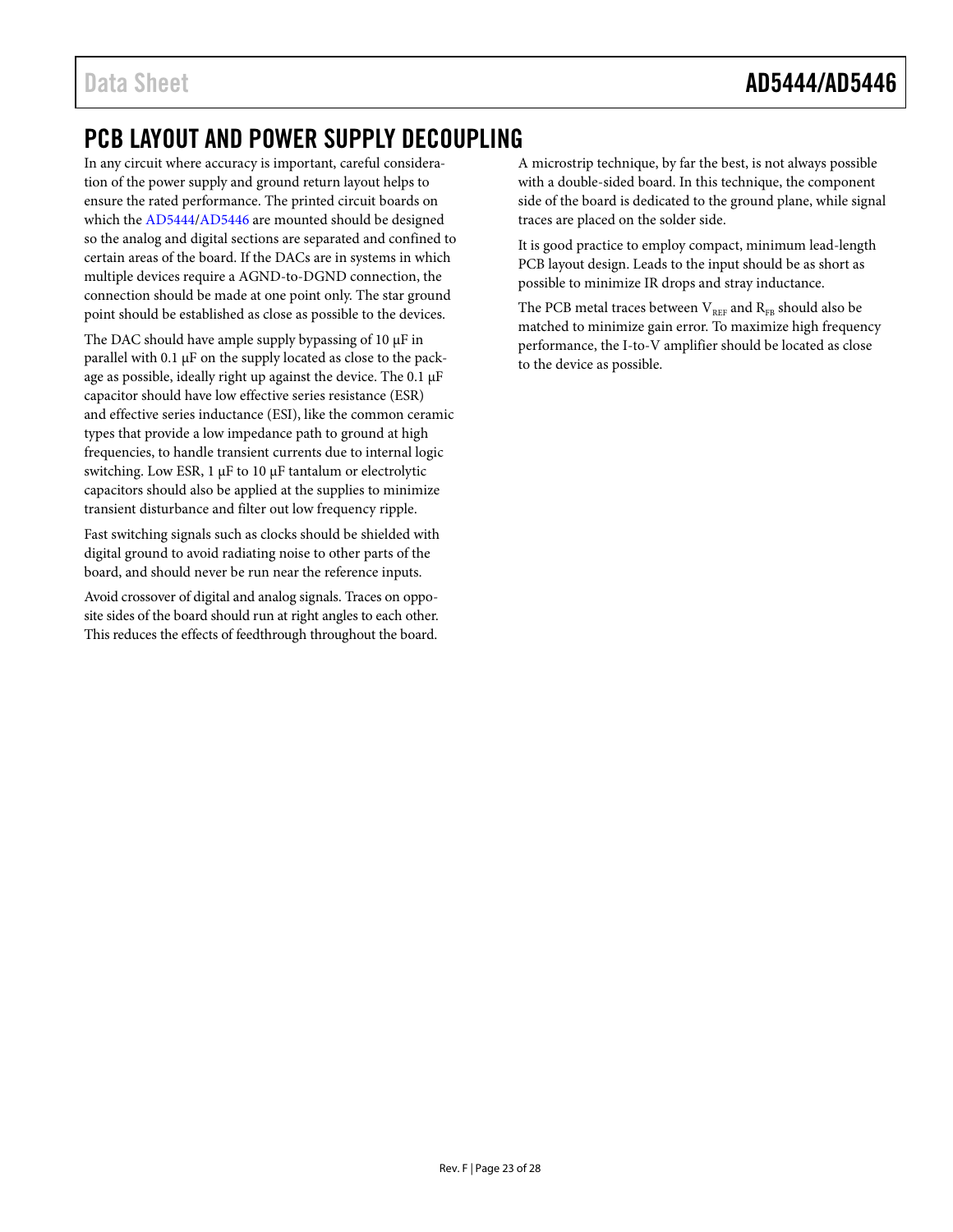## PCB LAYOUT AND POWER SUPPLY DECOUPLING

In any circuit where accuracy is important, careful consideration of the power supply and ground return layout helps to ensure the rated performance. The printed circuit boards on which the AD5444/AD5446 are mounted should be designed so the analog and digital sections are separated and confined to certain areas of the board. If the DACs are in systems in which multiple devices require a AGND-to-DGND connection, the connection should be made at one point only. The star ground point should be established as close as possible to the devices.

The DAC should have ample supply bypassing of 10 μF in parallel with 0.1 μF on the supply located as close to the package as possible, ideally right up against the device. The 0.1 μF capacitor should have low effective series resistance (ESR) and effective series inductance (ESI), like the common ceramic types that provide a low impedance path to ground at high frequencies, to handle transient currents due to internal logic switching. Low ESR, 1 μF to 10 μF tantalum or electrolytic capacitors should also be applied at the supplies to minimize transient disturbance and filter out low frequency ripple.

Fast switching signals such as clocks should be shielded with digital ground to avoid radiating noise to other parts of the board, and should never be run near the reference inputs.

Avoid crossover of digital and analog signals. Traces on opposite sides of the board should run at right angles to each other. This reduces the effects of feedthrough throughout the board.

A microstrip technique, by far the best, is not always possible with a double-sided board. In this technique, the component side of the board is dedicated to the ground plane, while signal traces are placed on the solder side.

It is good practice to employ compact, minimum lead-length PCB layout design. Leads to the input should be as short as possible to minimize IR drops and stray inductance.

The PCB metal traces between $V_{REF}$ and $R_{FB}$ should also be matched to minimize gain error. To maximize high frequency performance, the I-to-V amplifier should be located as close to the device as possible.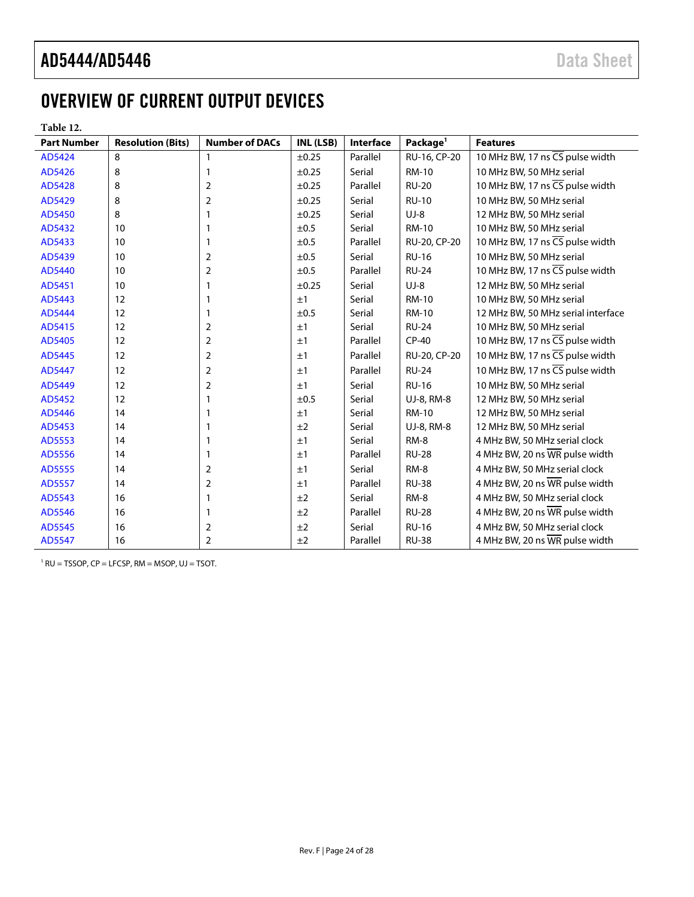# OVERVIEW OF CURRENT OUTPUT DEVICES

**Table 12.**

| Part Number | Resolution (Bits) | Number of DACs | INL (LSB) | Interface | Package[1] | Features |
|---|---|---|---|---|---|---|
| AD5424 | 8 | 1 | ±0.25 | Parallel | RU-16, CP-20 | 10 MHz BW, 17 ns $\overline{CS}$ pulse width |
| AD5426 | 8 | 1 | ±0.25 | Serial | RM-10 | 10 MHz BW, 50 MHz serial |
| AD5428 | 8 | 2 | ±0.25 | Parallel | RU-20 | 10 MHz BW, 17 ns $\overline{CS}$ pulse width |
| AD5429 | 8 | 2 | ±0.25 | Serial | RU-10 | 10 MHz BW, 50 MHz serial |
| AD5450 | 8 | 1 | ±0.25 | Serial | UJ-8 | 12 MHz BW, 50 MHz serial |
| AD5432 | 10 | 1 | ±0.5 | Serial | RM-10 | 10 MHz BW, 50 MHz serial |
| AD5433 | 10 | 1 | ±0.5 | Parallel | RU-20, CP-20 | 10 MHz BW, 17 ns $\overline{CS}$ pulse width |
| AD5439 | 10 | 2 | ±0.5 | Serial | RU-16 | 10 MHz BW, 50 MHz serial |
| AD5440 | 10 | 2 | ±0.5 | Parallel | RU-24 | 10 MHz BW, 17 ns $\overline{CS}$ pulse width |
| AD5451 | 10 | 1 | ±0.25 | Serial | UJ-8 | 12 MHz BW, 50 MHz serial |
| AD5443 | 12 | 1 | ±1 | Serial | RM-10 | 10 MHz BW, 50 MHz serial |
| AD5444 | 12 | 1 | ±0.5 | Serial | RM-10 | 12 MHz BW, 50 MHz serial interface |
| AD5415 | 12 | 2 | ±1 | Serial | RU-24 | 10 MHz BW, 50 MHz serial |
| AD5405 | 12 | 2 | ±1 | Parallel | CP-40 | 10 MHz BW, 17 ns $\overline{CS}$ pulse width |
| AD5445 | 12 | 2 | ±1 | Parallel | RU-20, CP-20 | 10 MHz BW, 17 ns $\overline{CS}$ pulse width |
| AD5447 | 12 | 2 | ±1 | Parallel | RU-24 | 10 MHz BW, 17 ns $\overline{CS}$ pulse width |
| AD5449 | 12 | 2 | ±1 | Serial | RU-16 | 10 MHz BW, 50 MHz serial |
| AD5452 | 12 | 1 | ±0.5 | Serial | UJ-8, RM-8 | 12 MHz BW, 50 MHz serial |
| AD5446 | 14 | 1 | ±1 | Serial | RM-10 | 12 MHz BW, 50 MHz serial |
| AD5453 | 14 | 1 | ±2 | Serial | UJ-8, RM-8 | 12 MHz BW, 50 MHz serial |
| AD5553 | 14 | 1 | ±1 | Serial | RM-8 | 4 MHz BW, 50 MHz serial clock |
| AD5556 | 14 | 1 | ±1 | Parallel | RU-28 | 4 MHz BW, 20 ns $\overline{WR}$ pulse width |
| AD5555 | 14 | 2 | ±1 | Serial | RM-8 | 4 MHz BW, 50 MHz serial clock |
| AD5557 | 14 | 2 | ±1 | Parallel | RU-38 | 4 MHz BW, 20 ns $\overline{WR}$ pulse width |
| AD5543 | 16 | 1 | ±2 | Serial | RM-8 | 4 MHz BW, 50 MHz serial clock |
| AD5546 | 16 | 1 | ±2 | Parallel | RU-28 | 4 MHz BW, 20 ns $\overline{WR}$ pulse width |
| AD5545 | 16 | 2 | ±2 | Serial | RU-16 | 4 MHz BW, 50 MHz serial clock |
| AD5547 | 16 | 2 | ±2 | Parallel | RU-38 | 4 MHz BW, 20 ns $\overline{WR}$ pulse width |

[1] RU = TSSOP, CP = LFCSP, RM = MSOP, UJ = TSOT.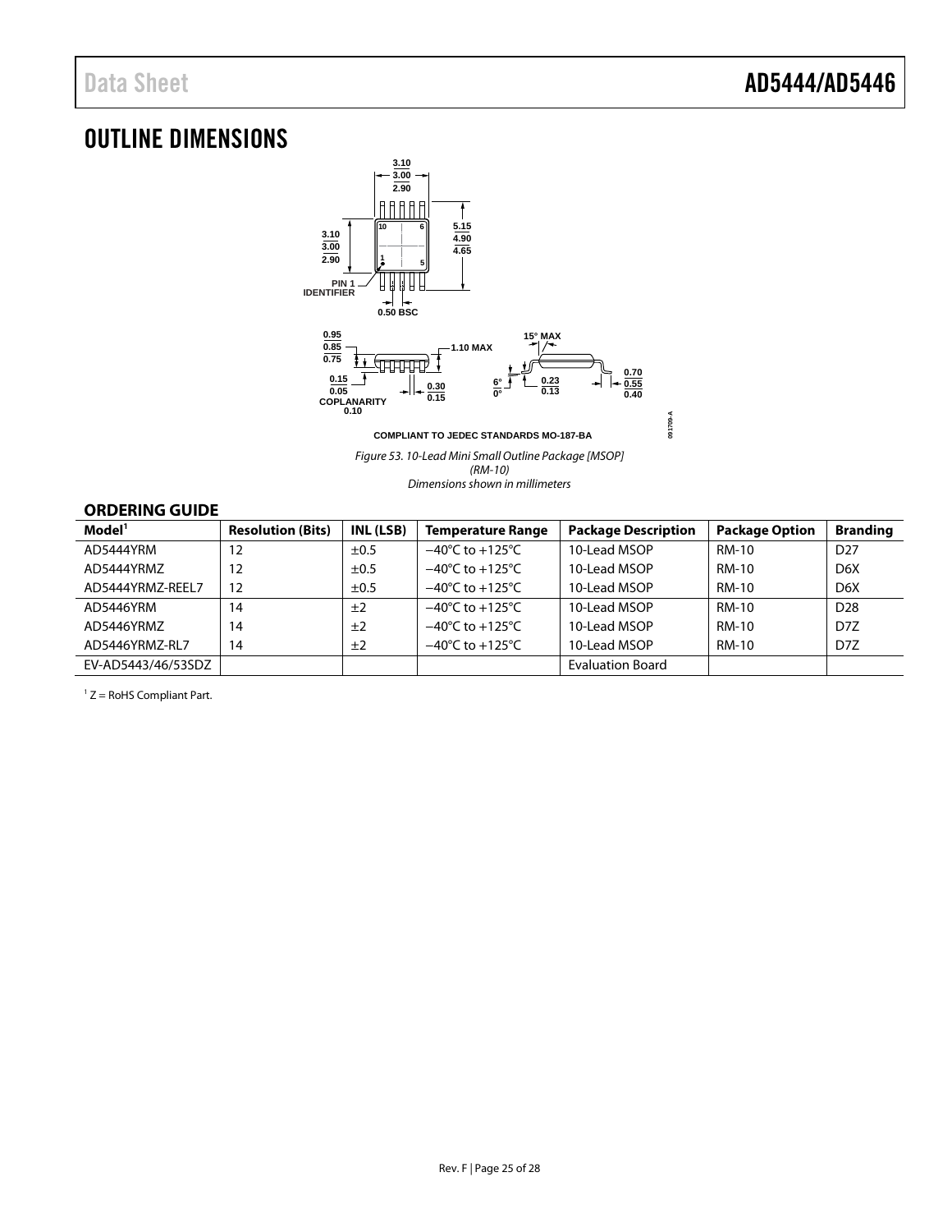## OUTLINE DIMENSIONS

COMPLIANT TO JEDEC STANDARDS MO-187-BA

*Figure 53. 10-Lead Mini Small Outline Package [MSOP] (RM-10) Dimensions shown in millimeters*

## ORDERING GUIDE

| Model[1] | Resolution (Bits) | INL (LSB) | Temperature Range | Package Description | Package Option | Branding |
|---|---|---|---|---|---|---|
| AD5444YRM | 12 | ±0.5 | −40°C to +125°C | 10-Lead MSOP | RM-10 | D27 |
| AD5444YRMZ | 12 | ±0.5 | −40°C to +125°C | 10-Lead MSOP | RM-10 | D6X |
| AD5444YRMZ-REEL7 | 12 | ±0.5 | −40°C to +125°C | 10-Lead MSOP | RM-10 | D6X |
| AD5446YRM | 14 | ±2 | −40°C to +125°C | 10-Lead MSOP | RM-10 | D28 |
| AD5446YRMZ | 14 | ±2 | −40°C to +125°C | 10-Lead MSOP | RM-10 | D7Z |
| AD5446YRMZ-RL7 | 14 | ±2 | −40°C to +125°C | 10-Lead MSOP | RM-10 | D7Z |
| EV-AD5443/46/53SDZ | | | | Evaluation Board | | |

[1] Z = RoHS Compliant Part.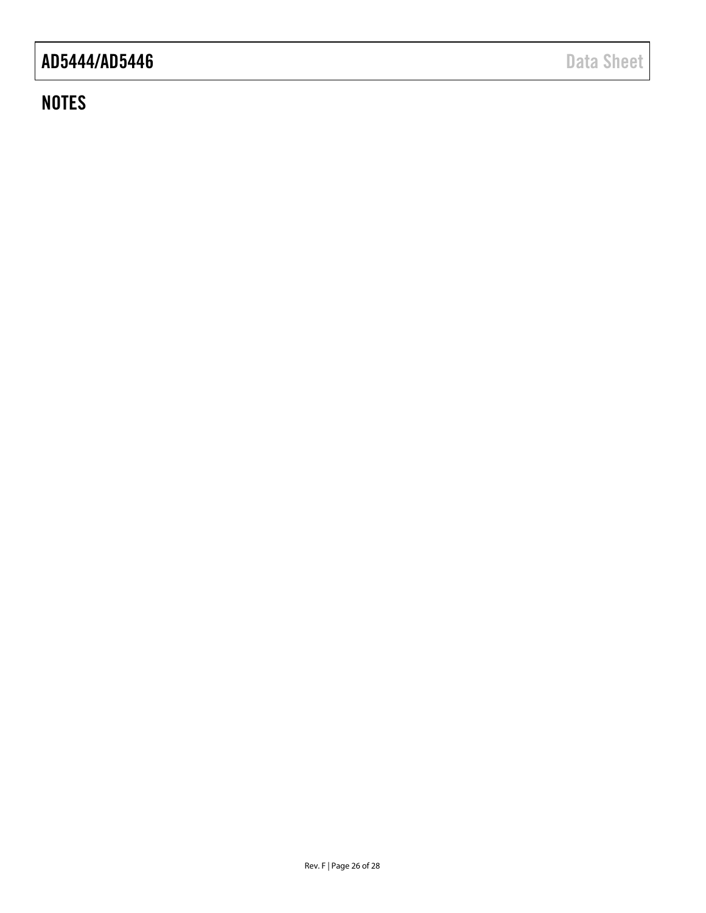## NOTES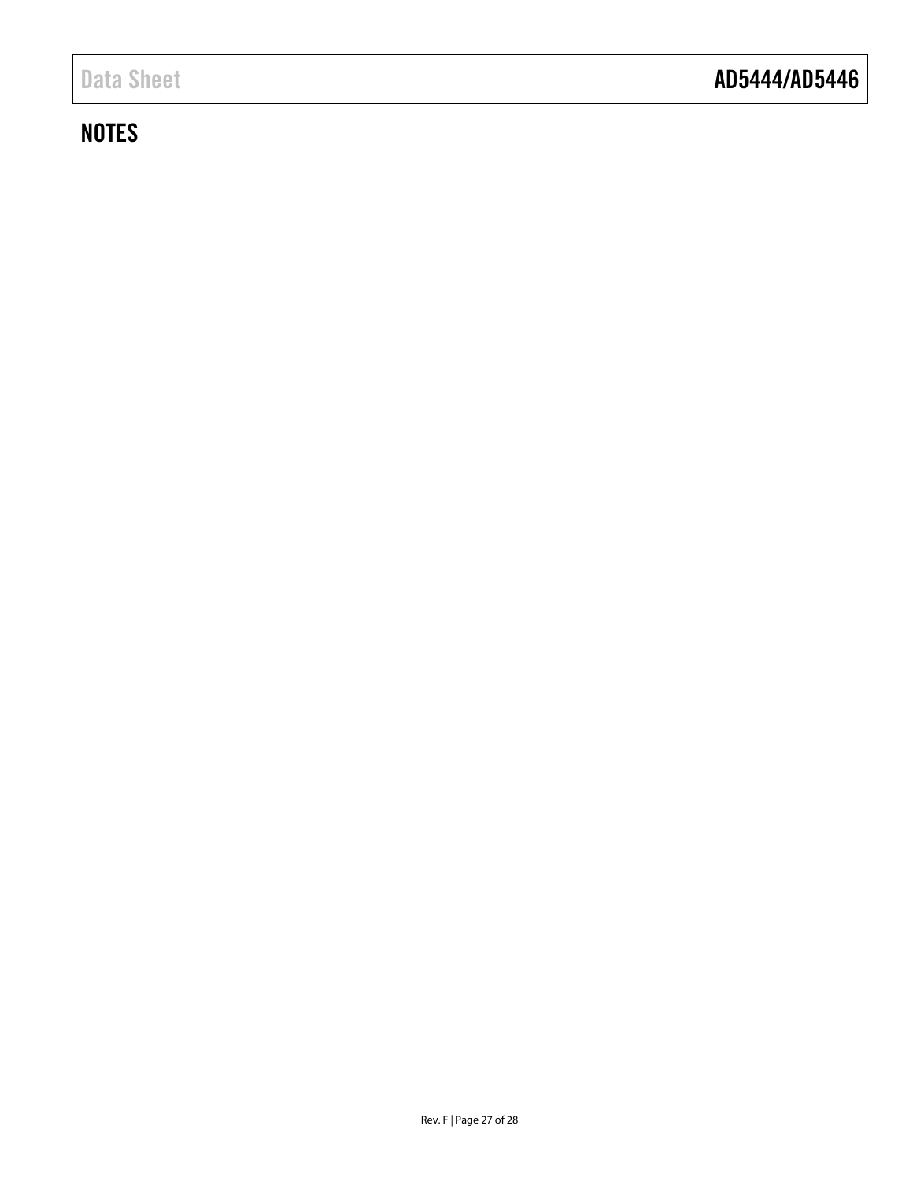## NOTES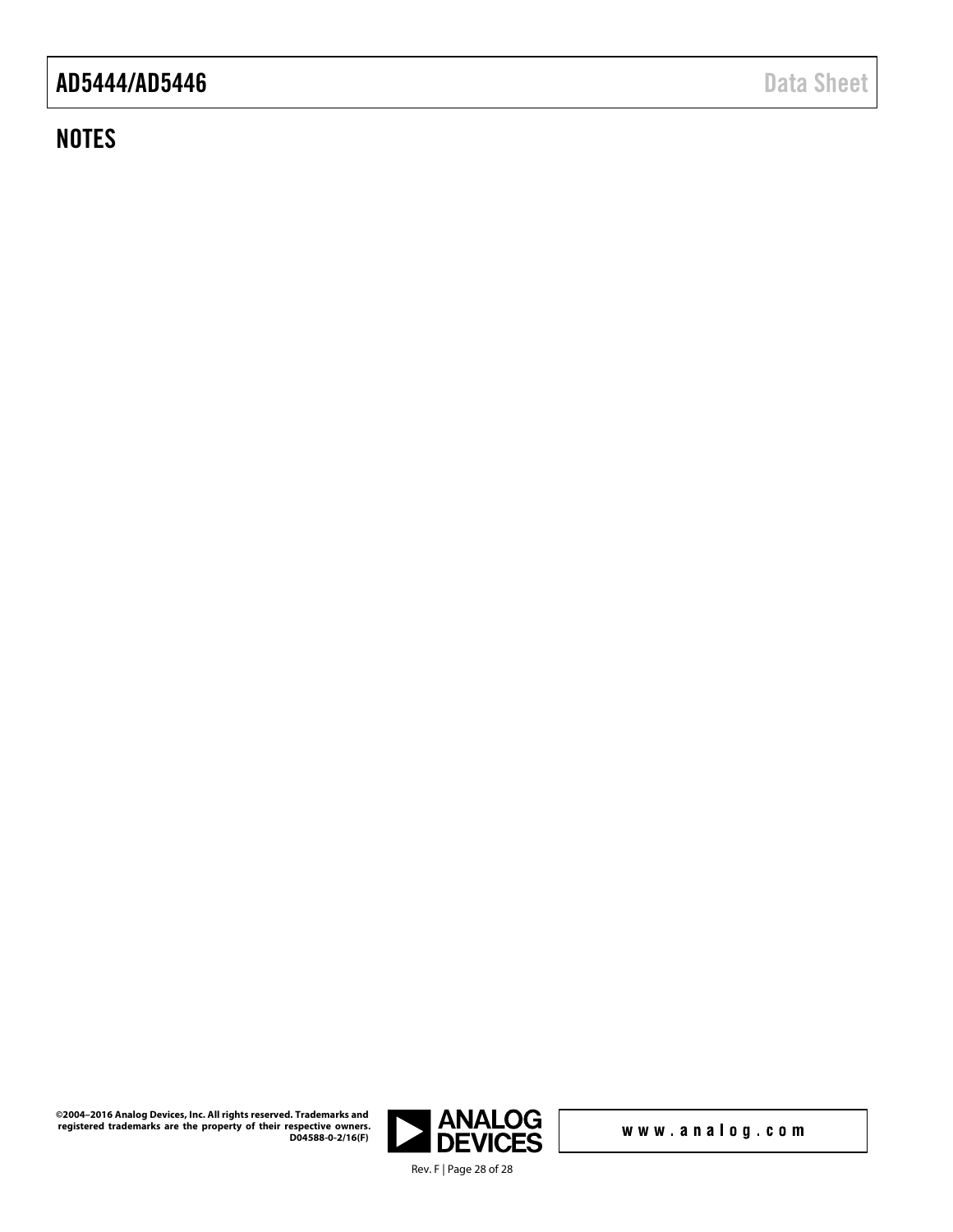## NOTES

©2004–2016 Analog Devices, Inc. All rights reserved. Trademarks and registered trademarks are the property of their respective owners.
D04588-0-2/16(F)

www.analog.com